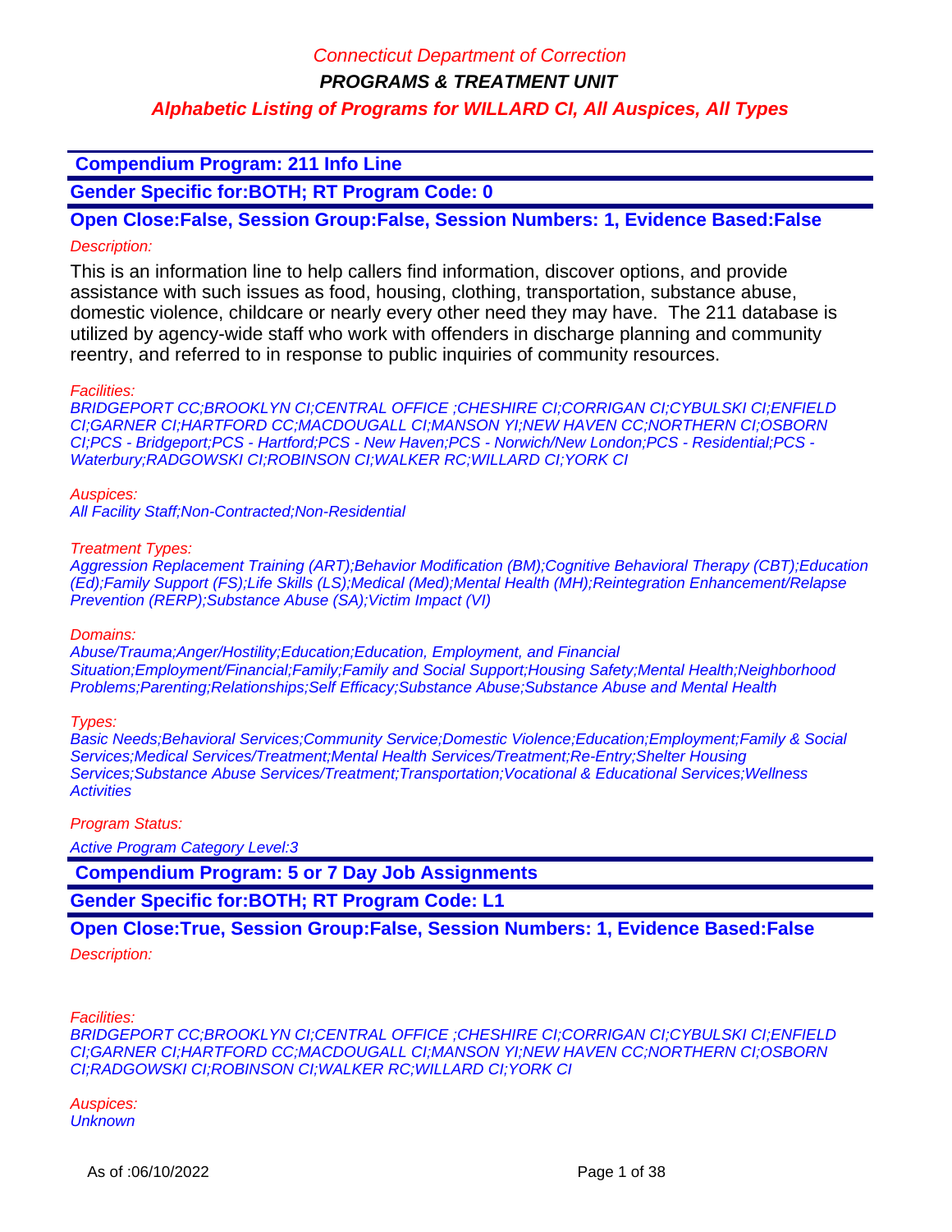# Connecticut Department of Correction

## PROGRAMS & TREATMENT UNIT

### Alphabetic Listing of Programs for WILLARD CI, All Auspices, All Types

**Compendium Program: 211 Info Line**

**Gender Specific for:BOTH; RT Program Code: 0**

**Open Close:False, Session Group:False, Session Numbers: 1, Evidence Based:False**

*Description:*

This is an information line to help callers find information, discover options, and provide assistance with such issues as food, housing, clothing, transportation, substance abuse, domestic violence, childcare or nearly every other need they may have. The 211 database is utilized by agency-wide staff who work with offenders in discharge planning and community reentry, and referred to in response to public inquiries of community resources.

*Facilities:*

*BRIDGEPORT CC;BROOKLYN CI;CENTRAL OFFICE ;CHESHIRE CI;CORRIGAN CI;CYBULSKI CI;ENFIELD CI;GARNER CI;HARTFORD CC;MACDOUGALL CI;MANSON YI;NEW HAVEN CC;NORTHERN CI;OSBORN CI;PCS - Bridgeport;PCS - Hartford;PCS - New Haven;PCS - Norwich/New London;PCS - Residential;PCS - Waterbury;RADGOWSKI CI;ROBINSON CI;WALKER RC;WILLARD CI;YORK CI*

*Auspices:*

*All Facility Staff;Non-Contracted;Non-Residential*

*Treatment Types:*

*Aggression Replacement Training (ART);Behavior Modification (BM);Cognitive Behavioral Therapy (CBT);Education (Ed);Family Support (FS);Life Skills (LS);Medical (Med);Mental Health (MH);Reintegration Enhancement/Relapse Prevention (RERP);Substance Abuse (SA);Victim Impact (VI)*

*Domains:*

*Abuse/Trauma;Anger/Hostility;Education;Education, Employment, and Financial Situation;Employment/Financial;Family;Family and Social Support;Housing Safety;Mental Health;Neighborhood Problems;Parenting;Relationships;Self Efficacy;Substance Abuse;Substance Abuse and Mental Health*

*Types:*

*Basic Needs;Behavioral Services;Community Service;Domestic Violence;Education;Employment;Family & Social Services;Medical Services/Treatment;Mental Health Services/Treatment;Re-Entry;Shelter Housing Services;Substance Abuse Services/Treatment;Transportation;Vocational & Educational Services;Wellness Activities*

*Program Status:*

*Active Program Category Level:3*

**Compendium Program: 5 or 7 Day Job Assignments**

**Gender Specific for:BOTH; RT Program Code: L1**

**Open Close:True, Session Group:False, Session Numbers: 1, Evidence Based:False**

*Description:*

*Facilities:*

*BRIDGEPORT CC;BROOKLYN CI;CENTRAL OFFICE ;CHESHIRE CI;CORRIGAN CI;CYBULSKI CI;ENFIELD CI;GARNER CI;HARTFORD CC;MACDOUGALL CI;MANSON YI;NEW HAVEN CC;NORTHERN CI;OSBORN CI;RADGOWSKI CI;ROBINSON CI;WALKER RC;WILLARD CI;YORK CI*

*Auspices:*

*Unknown*

As of :06/10/2022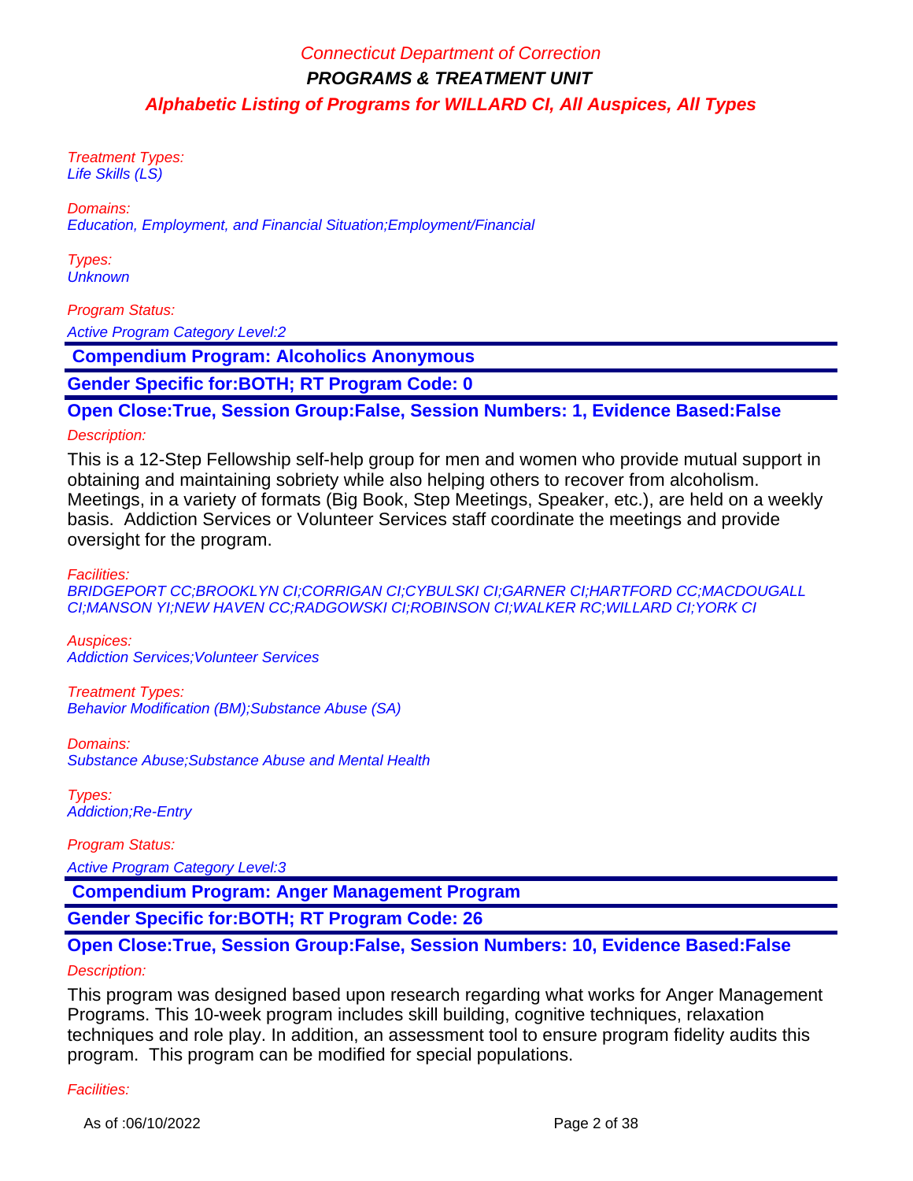Treatment Types:
Life Skills (LS)

Domains:
Education, Employment, and Financial Situation;Employment/Financial

Types:
Unknown

Program Status:

Active Program Category Level:2

**Compendium Program: Alcoholics Anonymous**

**Gender Specific for:BOTH; RT Program Code: 0**

**Open Close:True, Session Group:False, Session Numbers: 1, Evidence Based:False**

Description:

This is a 12-Step Fellowship self-help group for men and women who provide mutual support in obtaining and maintaining sobriety while also helping others to recover from alcoholism. Meetings, in a variety of formats (Big Book, Step Meetings, Speaker, etc.), are held on a weekly basis. Addiction Services or Volunteer Services staff coordinate the meetings and provide oversight for the program.

Facilities:
BRIDGEPORT CC;BROOKLYN CI;CORRIGAN CI;CYBULSKI CI;GARNER CI;HARTFORD CC;MACDOUGALL CI;MANSON YI;NEW HAVEN CC;RADGOWSKI CI;ROBINSON CI;WALKER RC;WILLARD CI;YORK CI

Auspices:
Addiction Services;Volunteer Services

Treatment Types:
Behavior Modification (BM);Substance Abuse (SA)

Domains:
Substance Abuse;Substance Abuse and Mental Health

Types:
Addiction;Re-Entry

Program Status:

Active Program Category Level:3

**Compendium Program: Anger Management Program**

**Gender Specific for:BOTH; RT Program Code: 26**

**Open Close:True, Session Group:False, Session Numbers: 10, Evidence Based:False**

Description:

This program was designed based upon research regarding what works for Anger Management Programs. This 10-week program includes skill building, cognitive techniques, relaxation techniques and role play. In addition, an assessment tool to ensure program fidelity audits this program. This program can be modified for special populations.

Facilities: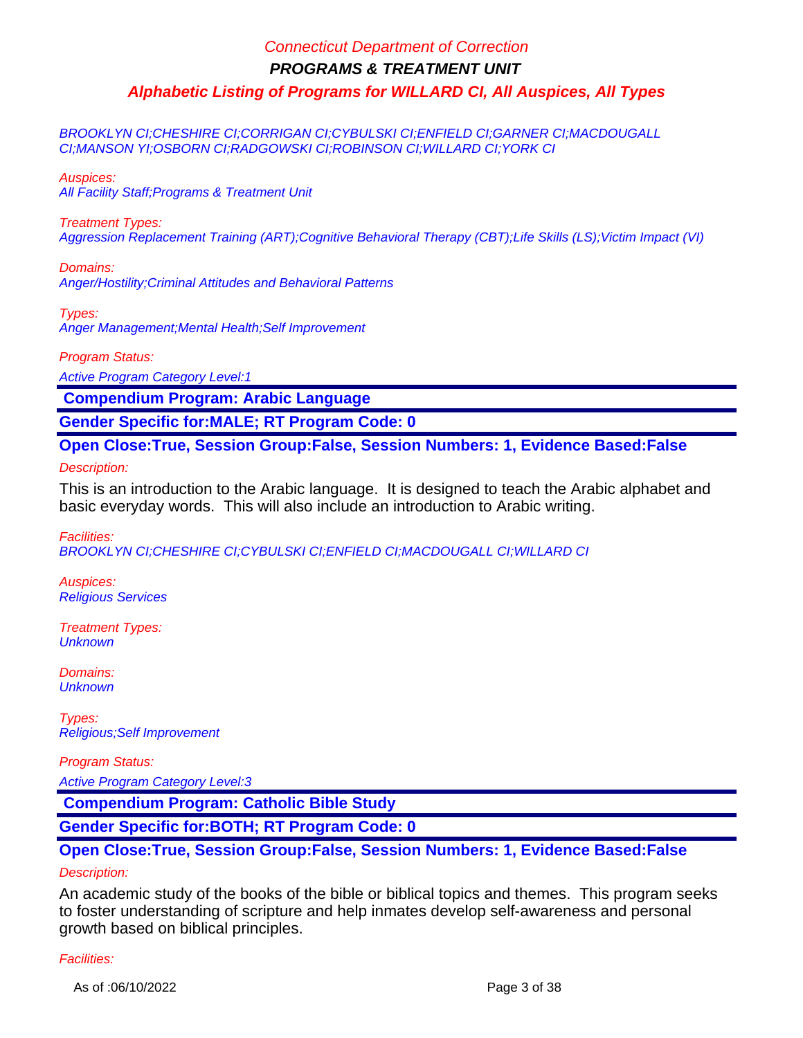BROOKLYN CI;CHESHIRE CI;CORRIGAN CI;CYBULSKI CI;ENFIELD CI;GARNER CI;MACDOUGALL CI;MANSON YI;OSBORN CI;RADGOWSKI CI;ROBINSON CI;WILLARD CI;YORK CI

*Auspices:*
All Facility Staff;Programs & Treatment Unit

*Treatment Types:*
Aggression Replacement Training (ART);Cognitive Behavioral Therapy (CBT);Life Skills (LS);Victim Impact (VI)

*Domains:*
Anger/Hostility;Criminal Attitudes and Behavioral Patterns

*Types:*
Anger Management;Mental Health;Self Improvement

*Program Status:*
Active Program Category Level:1

## Compendium Program: Arabic Language

**Gender Specific for:MALE; RT Program Code: 0**

**Open Close:True, Session Group:False, Session Numbers: 1, Evidence Based:False**

*Description:*

This is an introduction to the Arabic language. It is designed to teach the Arabic alphabet and basic everyday words. This will also include an introduction to Arabic writing.

*Facilities:*
BROOKLYN CI;CHESHIRE CI;CYBULSKI CI;ENFIELD CI;MACDOUGALL CI;WILLARD CI

*Auspices:*
Religious Services

*Treatment Types:*
Unknown

*Domains:*
Unknown

*Types:*
Religious;Self Improvement

*Program Status:*
Active Program Category Level:3

## Compendium Program: Catholic Bible Study

**Gender Specific for:BOTH; RT Program Code: 0**

**Open Close:True, Session Group:False, Session Numbers: 1, Evidence Based:False**

*Description:*

An academic study of the books of the bible or biblical topics and themes. This program seeks to foster understanding of scripture and help inmates develop self-awareness and personal growth based on biblical principles.

*Facilities:*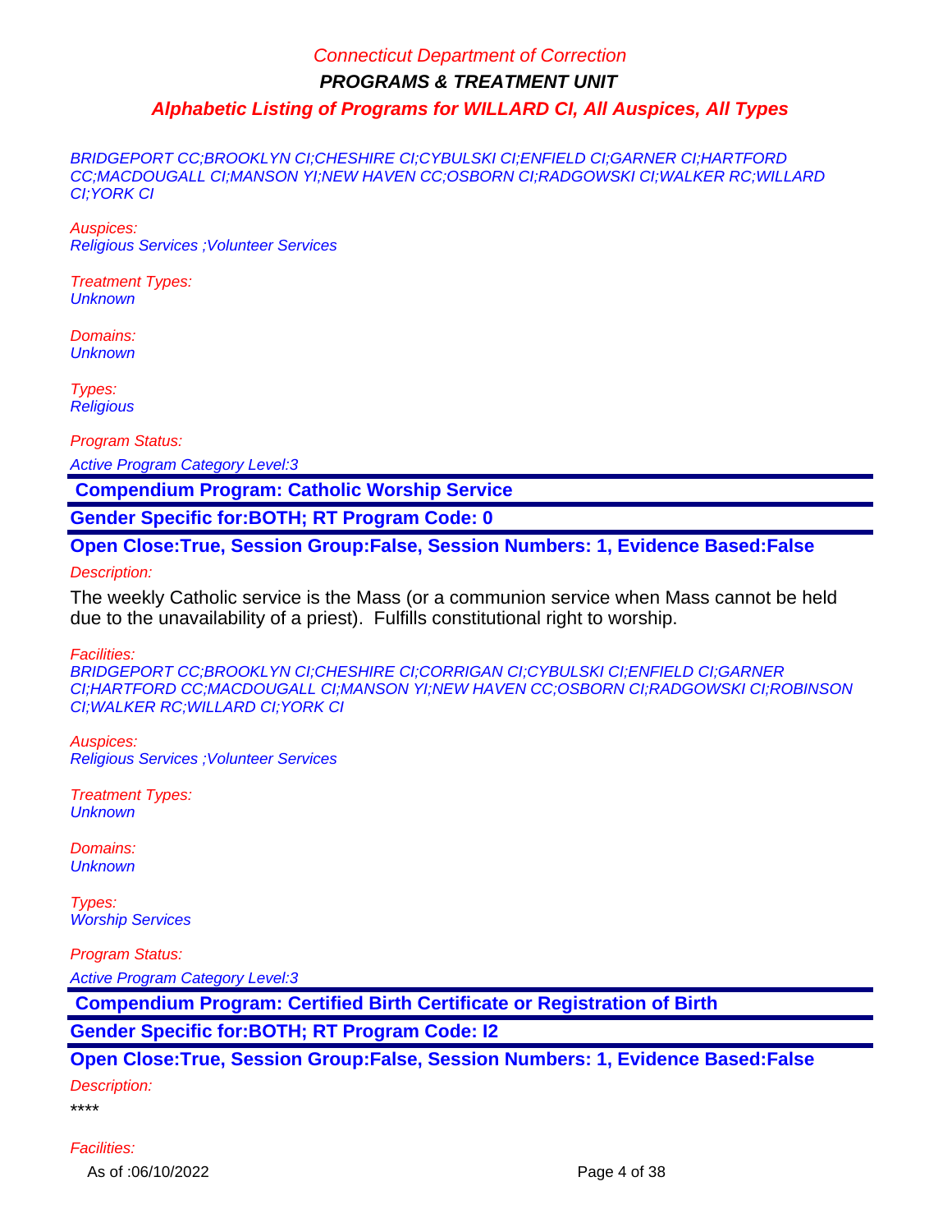BRIDGEPORT CC;BROOKLYN CI;CHESHIRE CI;CYBULSKI CI;ENFIELD CI;GARNER CI;HARTFORD CC;MACDOUGALL CI;MANSON YI;NEW HAVEN CC;OSBORN CI;RADGOWSKI CI;WALKER RC;WILLARD CI;YORK CI

*Auspices:*
*Religious Services ;Volunteer Services*

*Treatment Types:*
*Unknown*

*Domains:*
*Unknown*

*Types:*
*Religious*

*Program Status:*

*Active Program Category Level:3*

## Compendium Program: Catholic Worship Service

**Gender Specific for:BOTH; RT Program Code: 0**

**Open Close:True, Session Group:False, Session Numbers: 1, Evidence Based:False**

*Description:*

The weekly Catholic service is the Mass (or a communion service when Mass cannot be held due to the unavailability of a priest). Fulfills constitutional right to worship.

*Facilities:*
*BRIDGEPORT CC;BROOKLYN CI;CHESHIRE CI;CORRIGAN CI;CYBULSKI CI;ENFIELD CI;GARNER CI;HARTFORD CC;MACDOUGALL CI;MANSON YI;NEW HAVEN CC;OSBORN CI;RADGOWSKI CI;ROBINSON CI;WALKER RC;WILLARD CI;YORK CI*

*Auspices:*
*Religious Services ;Volunteer Services*

*Treatment Types:*
*Unknown*

*Domains:*
*Unknown*

*Types:*
*Worship Services*

*Program Status:*

*Active Program Category Level:3*

## Compendium Program: Certified Birth Certificate or Registration of Birth

**Gender Specific for:BOTH; RT Program Code: I2**

**Open Close:True, Session Group:False, Session Numbers: 1, Evidence Based:False**

*Description:*

****

*Facilities:*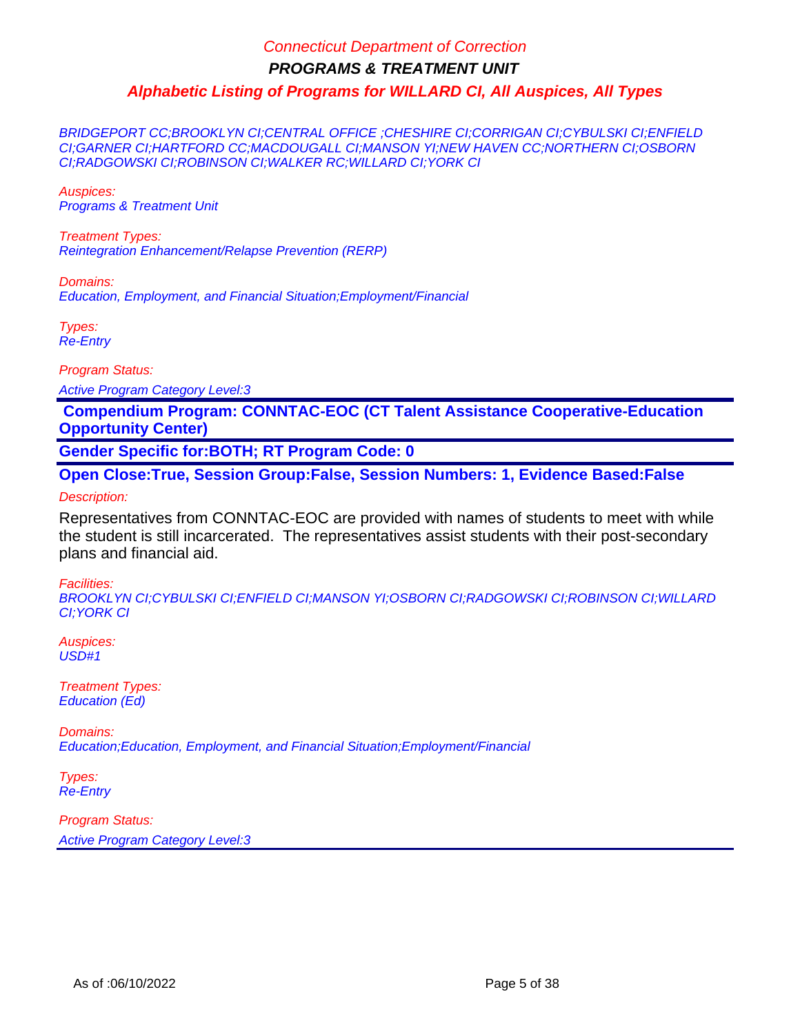BRIDGEPORT CC;BROOKLYN CI;CENTRAL OFFICE ;CHESHIRE CI;CORRIGAN CI;CYBULSKI CI;ENFIELD CI;GARNER CI;HARTFORD CC;MACDOUGALL CI;MANSON YI;NEW HAVEN CC;NORTHERN CI;OSBORN CI;RADGOWSKI CI;ROBINSON CI;WALKER RC;WILLARD CI;YORK CI

*Auspices:*
Programs & Treatment Unit

*Treatment Types:*
Reintegration Enhancement/Relapse Prevention (RERP)

*Domains:*
Education, Employment, and Financial Situation;Employment/Financial

*Types:*
Re-Entry

*Program Status:*
Active Program Category Level:3

**Compendium Program: CONNTAC-EOC (CT Talent Assistance Cooperative-Education Opportunity Center)**

**Gender Specific for:BOTH; RT Program Code: 0**

**Open Close:True, Session Group:False, Session Numbers: 1, Evidence Based:False**

*Description:*

Representatives from CONNTAC-EOC are provided with names of students to meet with while the student is still incarcerated. The representatives assist students with their post-secondary plans and financial aid.

*Facilities:*
BROOKLYN CI;CYBULSKI CI;ENFIELD CI;MANSON YI;OSBORN CI;RADGOWSKI CI;ROBINSON CI;WILLARD CI;YORK CI

*Auspices:*
USD#1

*Treatment Types:*
Education (Ed)

*Domains:*
Education;Education, Employment, and Financial Situation;Employment/Financial

*Types:*
Re-Entry

*Program Status:*
Active Program Category Level:3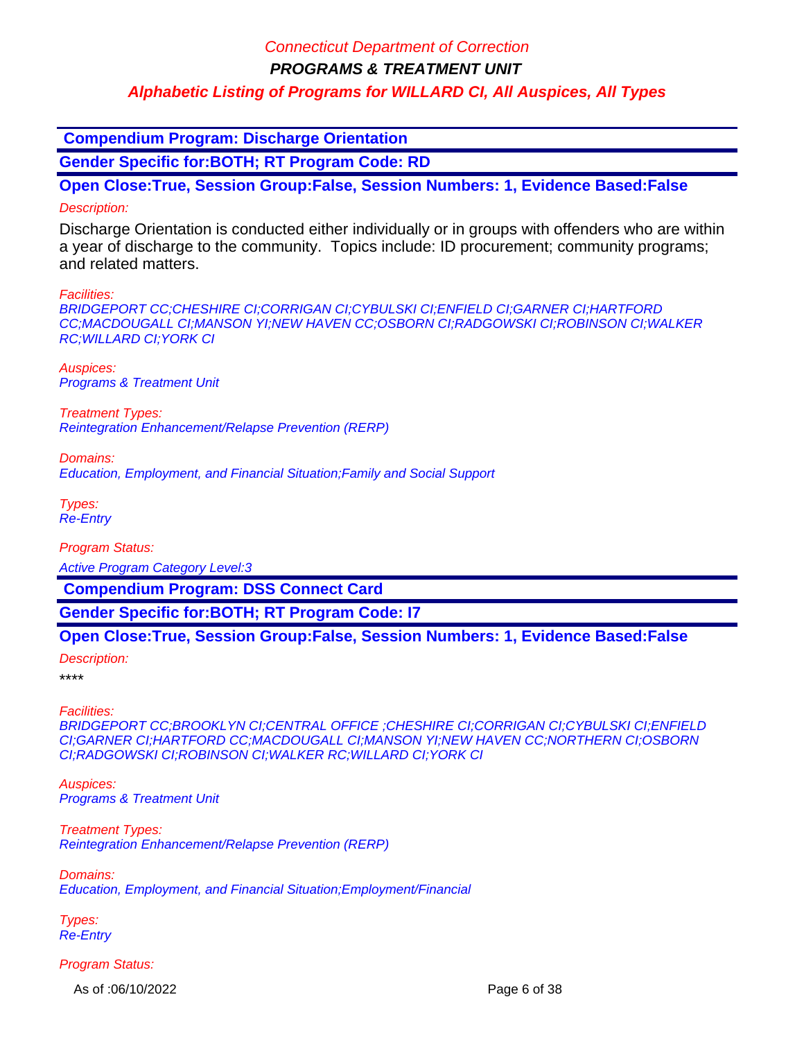## Compendium Program: Discharge Orientation

**Gender Specific for:BOTH; RT Program Code: RD**

**Open Close:True, Session Group:False, Session Numbers: 1, Evidence Based:False**

*Description:*

Discharge Orientation is conducted either individually or in groups with offenders who are within a year of discharge to the community. Topics include: ID procurement; community programs; and related matters.

*Facilities:*
*BRIDGEPORT CC;CHESHIRE CI;CORRIGAN CI;CYBULSKI CI;ENFIELD CI;GARNER CI;HARTFORD CC;MACDOUGALL CI;MANSON YI;NEW HAVEN CC;OSBORN CI;RADGOWSKI CI;ROBINSON CI;WALKER RC;WILLARD CI;YORK CI*

*Auspices:*
*Programs & Treatment Unit*

*Treatment Types:*
*Reintegration Enhancement/Relapse Prevention (RERP)*

*Domains:*
*Education, Employment, and Financial Situation;Family and Social Support*

*Types:*
*Re-Entry*

*Program Status:*

*Active Program Category Level:3*

## Compendium Program: DSS Connect Card

**Gender Specific for:BOTH; RT Program Code: I7**

**Open Close:True, Session Group:False, Session Numbers: 1, Evidence Based:False**

*Description:*

****

*Facilities:*
*BRIDGEPORT CC;BROOKLYN CI;CENTRAL OFFICE ;CHESHIRE CI;CORRIGAN CI;CYBULSKI CI;ENFIELD CI;GARNER CI;HARTFORD CC;MACDOUGALL CI;MANSON YI;NEW HAVEN CC;NORTHERN CI;OSBORN CI;RADGOWSKI CI;ROBINSON CI;WALKER RC;WILLARD CI;YORK CI*

*Auspices:*
*Programs & Treatment Unit*

*Treatment Types:*
*Reintegration Enhancement/Relapse Prevention (RERP)*

*Domains:*
*Education, Employment, and Financial Situation;Employment/Financial*

*Types:*
*Re-Entry*

*Program Status:*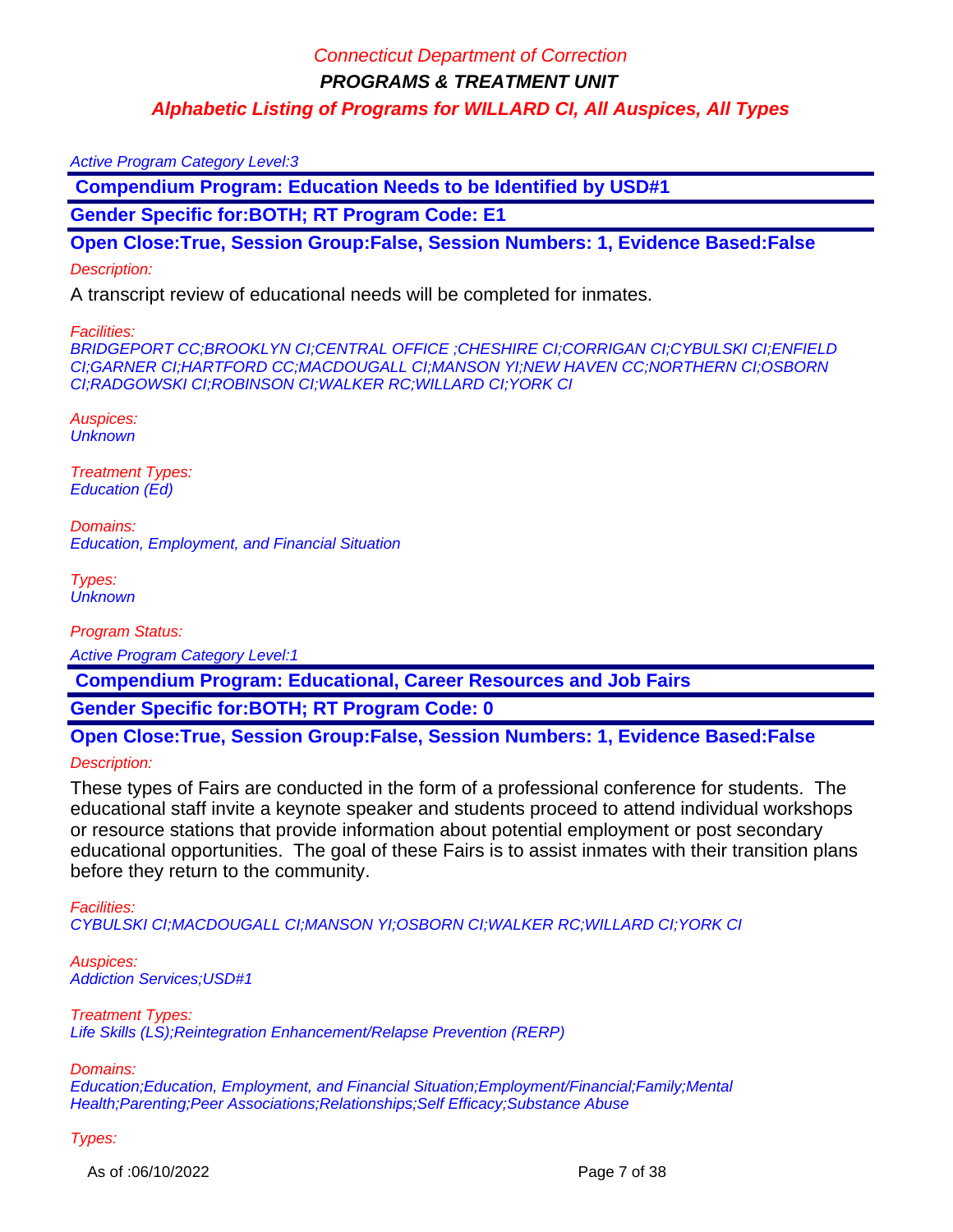Active Program Category Level:3

**Compendium Program: Education Needs to be Identified by USD#1**

**Gender Specific for:BOTH; RT Program Code: E1**

**Open Close:True, Session Group:False, Session Numbers: 1, Evidence Based:False**

*Description:*

A transcript review of educational needs will be completed for inmates.

*Facilities:*
*BRIDGEPORT CC;BROOKLYN CI;CENTRAL OFFICE ;CHESHIRE CI;CORRIGAN CI;CYBULSKI CI;ENFIELD CI;GARNER CI;HARTFORD CC;MACDOUGALL CI;MANSON YI;NEW HAVEN CC;NORTHERN CI;OSBORN CI;RADGOWSKI CI;ROBINSON CI;WALKER RC;WILLARD CI;YORK CI*

*Auspices:*
*Unknown*

*Treatment Types:*
*Education (Ed)*

*Domains:*
*Education, Employment, and Financial Situation*

*Types:*
*Unknown*

*Program Status:*

Active Program Category Level:1

**Compendium Program: Educational, Career Resources and Job Fairs**

**Gender Specific for:BOTH; RT Program Code: 0**

**Open Close:True, Session Group:False, Session Numbers: 1, Evidence Based:False**

*Description:*

These types of Fairs are conducted in the form of a professional conference for students. The educational staff invite a keynote speaker and students proceed to attend individual workshops or resource stations that provide information about potential employment or post secondary educational opportunities. The goal of these Fairs is to assist inmates with their transition plans before they return to the community.

*Facilities:*
*CYBULSKI CI;MACDOUGALL CI;MANSON YI;OSBORN CI;WALKER RC;WILLARD CI;YORK CI*

*Auspices:*
*Addiction Services;USD#1*

*Treatment Types:*
*Life Skills (LS);Reintegration Enhancement/Relapse Prevention (RERP)*

*Domains:*
*Education;Education, Employment, and Financial Situation;Employment/Financial;Family;Mental Health;Parenting;Peer Associations;Relationships;Self Efficacy;Substance Abuse*

*Types:*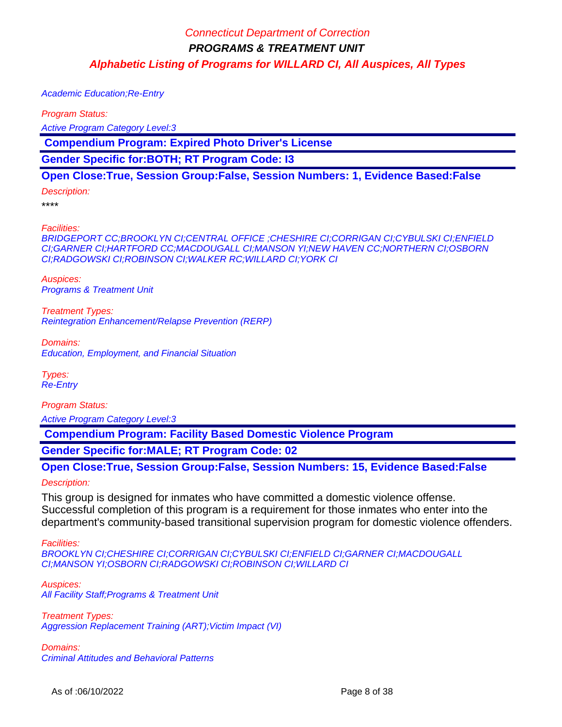Academic Education;Re-Entry

*Program Status:*

Active Program Category Level:3

**Compendium Program: Expired Photo Driver's License**

**Gender Specific for:BOTH; RT Program Code: I3**

**Open Close:True, Session Group:False, Session Numbers: 1, Evidence Based:False**

*Description:*

****

*Facilities:*

BRIDGEPORT CC;BROOKLYN CI;CENTRAL OFFICE ;CHESHIRE CI;CORRIGAN CI;CYBULSKI CI;ENFIELD CI;GARNER CI;HARTFORD CC;MACDOUGALL CI;MANSON YI;NEW HAVEN CC;NORTHERN CI;OSBORN CI;RADGOWSKI CI;ROBINSON CI;WALKER RC;WILLARD CI;YORK CI

*Auspices:*

Programs & Treatment Unit

*Treatment Types:*

Reintegration Enhancement/Relapse Prevention (RERP)

*Domains:*

Education, Employment, and Financial Situation

*Types:*

Re-Entry

*Program Status:*

Active Program Category Level:3

**Compendium Program: Facility Based Domestic Violence Program**

**Gender Specific for:MALE; RT Program Code: 02**

**Open Close:True, Session Group:False, Session Numbers: 15, Evidence Based:False**

*Description:*

This group is designed for inmates who have committed a domestic violence offense. Successful completion of this program is a requirement for those inmates who enter into the department's community-based transitional supervision program for domestic violence offenders.

*Facilities:*

BROOKLYN CI;CHESHIRE CI;CORRIGAN CI;CYBULSKI CI;ENFIELD CI;GARNER CI;MACDOUGALL CI;MANSON YI;OSBORN CI;RADGOWSKI CI;ROBINSON CI;WILLARD CI

*Auspices:*

All Facility Staff;Programs & Treatment Unit

*Treatment Types:*

Aggression Replacement Training (ART);Victim Impact (VI)

*Domains:*

Criminal Attitudes and Behavioral Patterns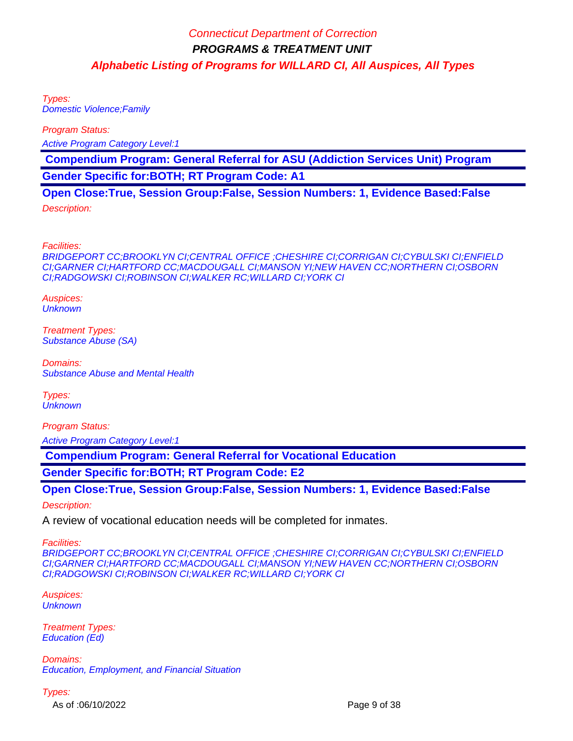Types:
Domestic Violence;Family

Program Status:
Active Program Category Level:1

**Compendium Program: General Referral for ASU (Addiction Services Unit) Program**

**Gender Specific for:BOTH; RT Program Code: A1**

**Open Close:True, Session Group:False, Session Numbers: 1, Evidence Based:False**

Description:

Facilities:
BRIDGEPORT CC;BROOKLYN CI;CENTRAL OFFICE ;CHESHIRE CI;CORRIGAN CI;CYBULSKI CI;ENFIELD CI;GARNER CI;HARTFORD CC;MACDOUGALL CI;MANSON YI;NEW HAVEN CC;NORTHERN CI;OSBORN CI;RADGOWSKI CI;ROBINSON CI;WALKER RC;WILLARD CI;YORK CI

Auspices:
Unknown

Treatment Types:
Substance Abuse (SA)

Domains:
Substance Abuse and Mental Health

Types:
Unknown

Program Status:
Active Program Category Level:1

**Compendium Program: General Referral for Vocational Education**

**Gender Specific for:BOTH; RT Program Code: E2**

**Open Close:True, Session Group:False, Session Numbers: 1, Evidence Based:False**

Description:

A review of vocational education needs will be completed for inmates.

Facilities:
BRIDGEPORT CC;BROOKLYN CI;CENTRAL OFFICE ;CHESHIRE CI;CORRIGAN CI;CYBULSKI CI;ENFIELD CI;GARNER CI;HARTFORD CC;MACDOUGALL CI;MANSON YI;NEW HAVEN CC;NORTHERN CI;OSBORN CI;RADGOWSKI CI;ROBINSON CI;WALKER RC;WILLARD CI;YORK CI

Auspices:
Unknown

Treatment Types:
Education (Ed)

Domains:
Education, Employment, and Financial Situation

Types: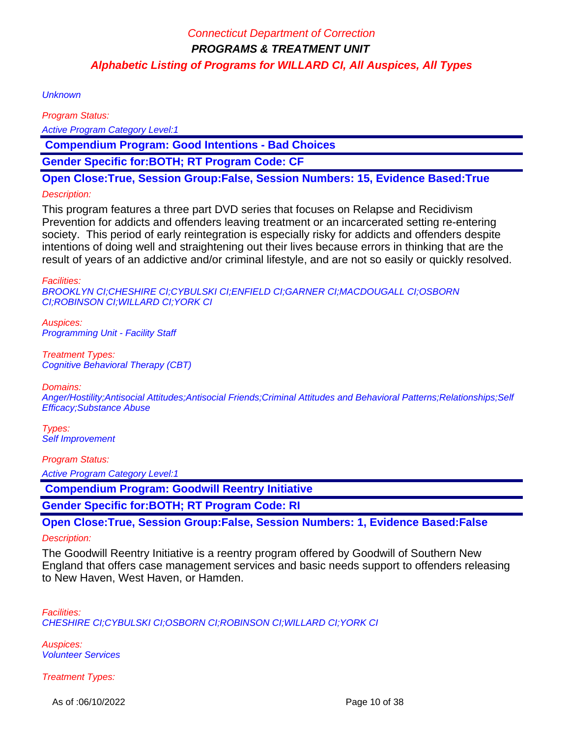Unknown

*Program Status:*

*Active Program Category Level:1*

**Compendium Program: Good Intentions - Bad Choices**

**Gender Specific for:BOTH; RT Program Code: CF**

**Open Close:True, Session Group:False, Session Numbers: 15, Evidence Based:True**

*Description:*

This program features a three part DVD series that focuses on Relapse and Recidivism Prevention for addicts and offenders leaving treatment or an incarcerated setting re-entering society. This period of early reintegration is especially risky for addicts and offenders despite intentions of doing well and straightening out their lives because errors in thinking that are the result of years of an addictive and/or criminal lifestyle, and are not so easily or quickly resolved.

*Facilities:*

*BROOKLYN CI;CHESHIRE CI;CYBULSKI CI;ENFIELD CI;GARNER CI;MACDOUGALL CI;OSBORN CI;ROBINSON CI;WILLARD CI;YORK CI*

*Auspices:*

*Programming Unit - Facility Staff*

*Treatment Types:*

*Cognitive Behavioral Therapy (CBT)*

*Domains:*

*Anger/Hostility;Antisocial Attitudes;Antisocial Friends;Criminal Attitudes and Behavioral Patterns;Relationships;Self Efficacy;Substance Abuse*

*Types:*

*Self Improvement*

*Program Status:*

*Active Program Category Level:1*

**Compendium Program: Goodwill Reentry Initiative**

**Gender Specific for:BOTH; RT Program Code: RI**

**Open Close:True, Session Group:False, Session Numbers: 1, Evidence Based:False**

*Description:*

The Goodwill Reentry Initiative is a reentry program offered by Goodwill of Southern New England that offers case management services and basic needs support to offenders releasing to New Haven, West Haven, or Hamden.

*Facilities:*

*CHESHIRE CI;CYBULSKI CI;OSBORN CI;ROBINSON CI;WILLARD CI;YORK CI*

*Auspices:*

*Volunteer Services*

*Treatment Types:*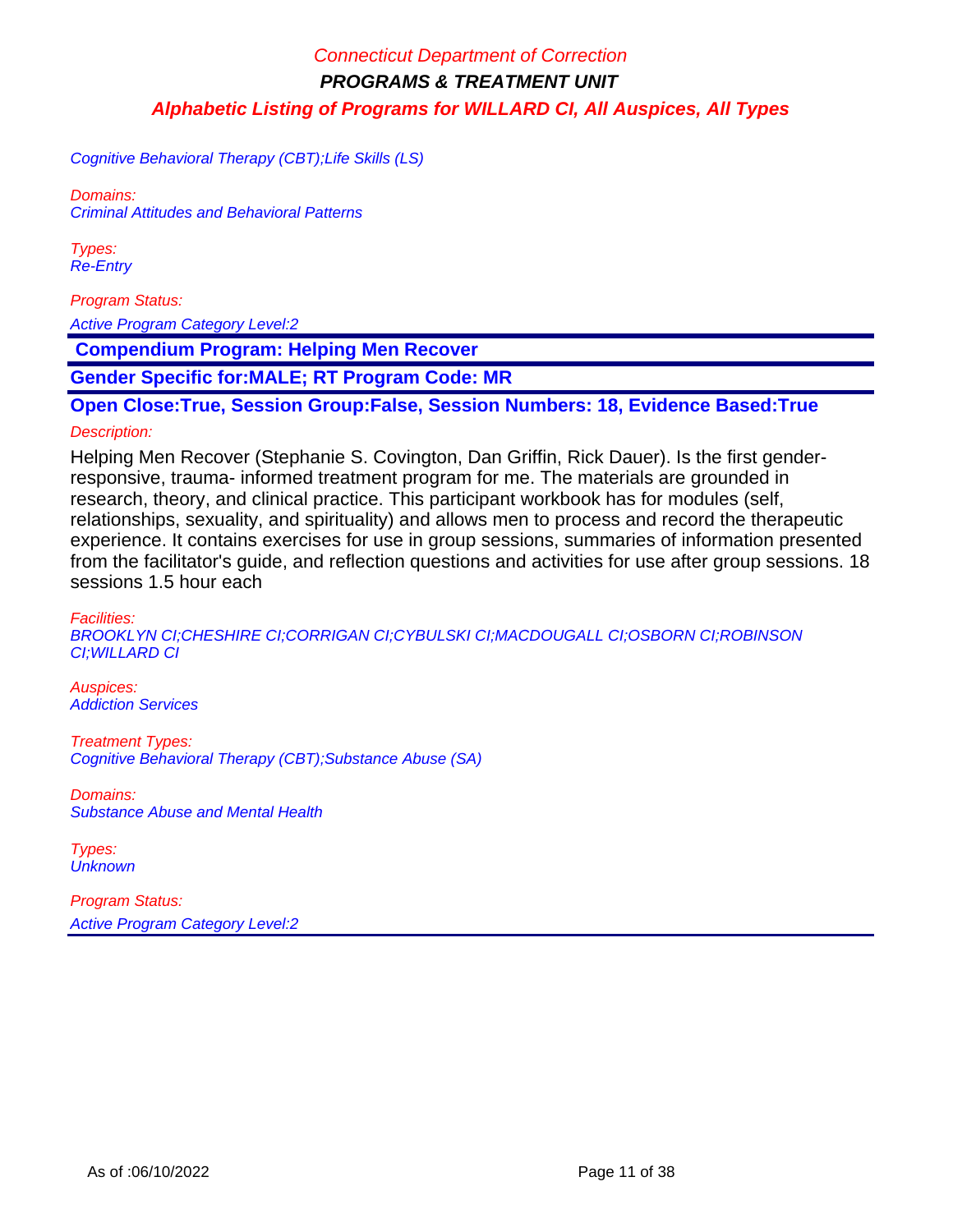Cognitive Behavioral Therapy (CBT);Life Skills (LS)

Domains:
Criminal Attitudes and Behavioral Patterns

Types:
Re-Entry

Program Status:
Active Program Category Level:2

**Compendium Program: Helping Men Recover**

**Gender Specific for:MALE; RT Program Code: MR**

**Open Close:True, Session Group:False, Session Numbers: 18, Evidence Based:True**

Description:

Helping Men Recover (Stephanie S. Covington, Dan Griffin, Rick Dauer). Is the first gender-responsive, trauma- informed treatment program for me. The materials are grounded in research, theory, and clinical practice. This participant workbook has for modules (self, relationships, sexuality, and spirituality) and allows men to process and record the therapeutic experience. It contains exercises for use in group sessions, summaries of information presented from the facilitator's guide, and reflection questions and activities for use after group sessions. 18 sessions 1.5 hour each

Facilities:
BROOKLYN CI;CHESHIRE CI;CORRIGAN CI;CYBULSKI CI;MACDOUGALL CI;OSBORN CI;ROBINSON CI;WILLARD CI

Auspices:
Addiction Services

Treatment Types:
Cognitive Behavioral Therapy (CBT);Substance Abuse (SA)

Domains:
Substance Abuse and Mental Health

Types:
Unknown

Program Status:
Active Program Category Level:2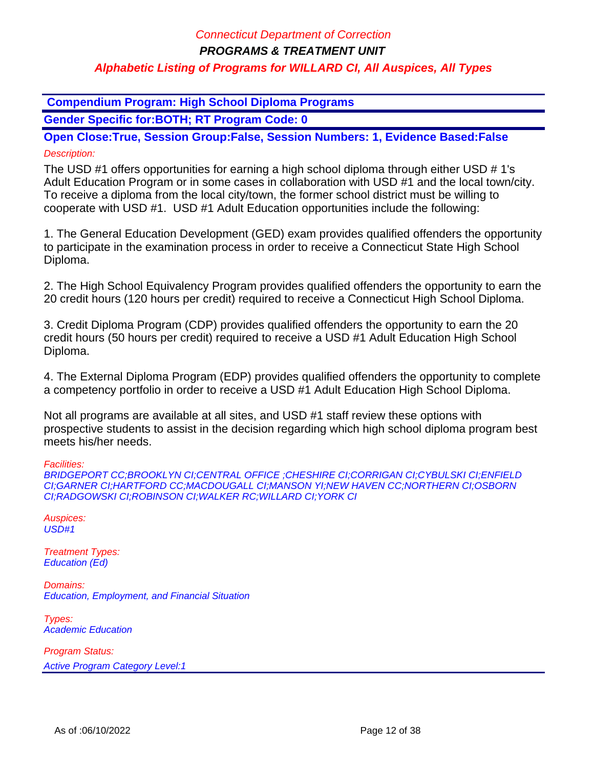**Compendium Program: High School Diploma Programs**

**Gender Specific for:BOTH; RT Program Code: 0**

**Open Close:True, Session Group:False, Session Numbers: 1, Evidence Based:False**

*Description:*

The USD #1 offers opportunities for earning a high school diploma through either USD # 1's Adult Education Program or in some cases in collaboration with USD #1 and the local town/city. To receive a diploma from the local city/town, the former school district must be willing to cooperate with USD #1. USD #1 Adult Education opportunities include the following:

1. The General Education Development (GED) exam provides qualified offenders the opportunity to participate in the examination process in order to receive a Connecticut State High School Diploma.

2. The High School Equivalency Program provides qualified offenders the opportunity to earn the 20 credit hours (120 hours per credit) required to receive a Connecticut High School Diploma.

3. Credit Diploma Program (CDP) provides qualified offenders the opportunity to earn the 20 credit hours (50 hours per credit) required to receive a USD #1 Adult Education High School Diploma.

4. The External Diploma Program (EDP) provides qualified offenders the opportunity to complete a competency portfolio in order to receive a USD #1 Adult Education High School Diploma.

Not all programs are available at all sites, and USD #1 staff review these options with prospective students to assist in the decision regarding which high school diploma program best meets his/her needs.

*Facilities:*
*BRIDGEPORT CC;BROOKLYN CI;CENTRAL OFFICE ;CHESHIRE CI;CORRIGAN CI;CYBULSKI CI;ENFIELD CI;GARNER CI;HARTFORD CC;MACDOUGALL CI;MANSON YI;NEW HAVEN CC;NORTHERN CI;OSBORN CI;RADGOWSKI CI;ROBINSON CI;WALKER RC;WILLARD CI;YORK CI*

*Auspices:*
*USD#1*

*Treatment Types:*
*Education (Ed)*

*Domains:*
*Education, Employment, and Financial Situation*

*Types:*
*Academic Education*

*Program Status:*
*Active Program Category Level:1*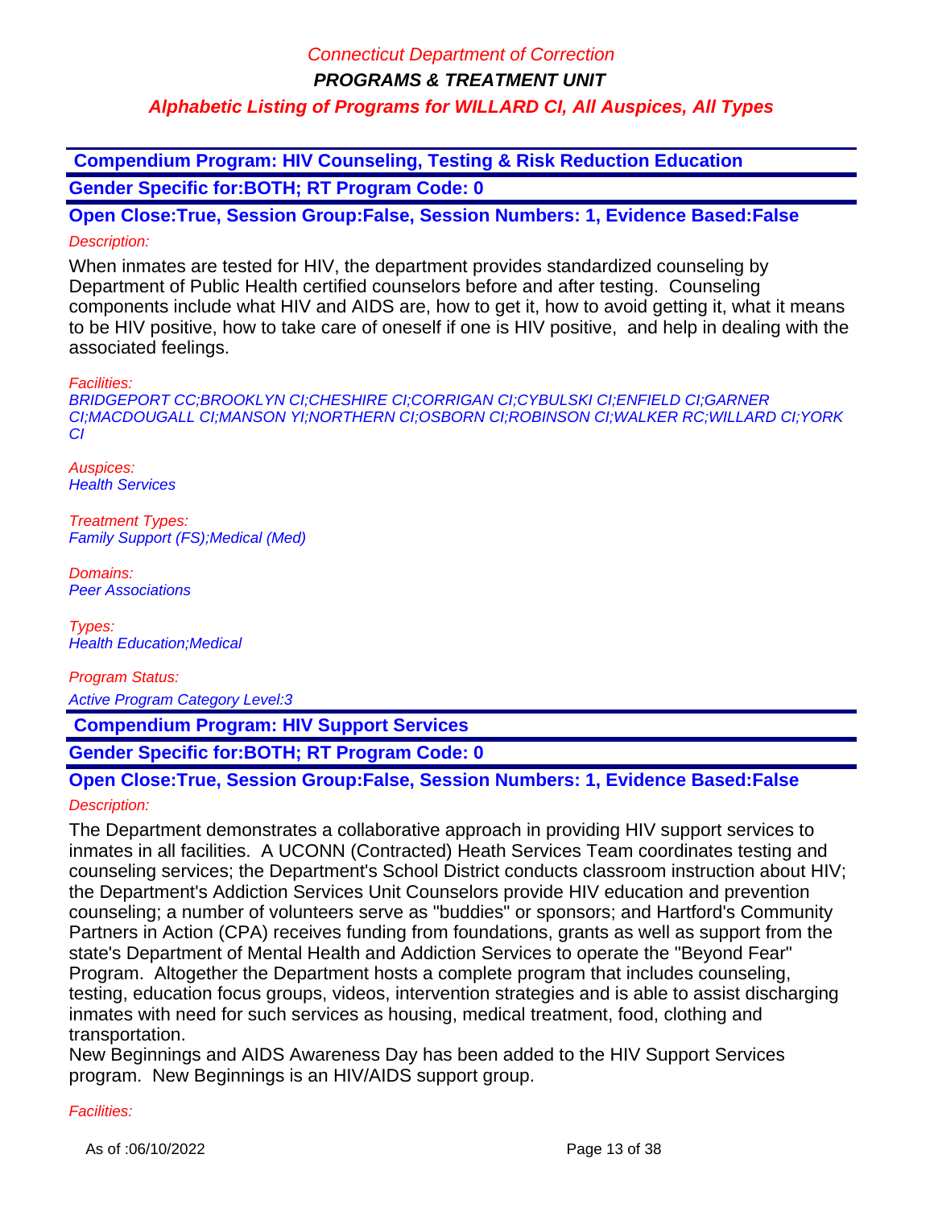**Compendium Program: HIV Counseling, Testing & Risk Reduction Education**

**Gender Specific for:BOTH; RT Program Code: 0**

**Open Close:True, Session Group:False, Session Numbers: 1, Evidence Based:False**

*Description:*

When inmates are tested for HIV, the department provides standardized counseling by Department of Public Health certified counselors before and after testing. Counseling components include what HIV and AIDS are, how to get it, how to avoid getting it, what it means to be HIV positive, how to take care of oneself if one is HIV positive, and help in dealing with the associated feelings.

*Facilities:*

*BRIDGEPORT CC;BROOKLYN CI;CHESHIRE CI;CORRIGAN CI;CYBULSKI CI;ENFIELD CI;GARNER CI;MACDOUGALL CI;MANSON YI;NORTHERN CI;OSBORN CI;ROBINSON CI;WALKER RC;WILLARD CI;YORK CI*

*Auspices:*

*Health Services*

*Treatment Types:*

*Family Support (FS);Medical (Med)*

*Domains:*

*Peer Associations*

*Types:*

*Health Education;Medical*

*Program Status:*

*Active Program Category Level:3*

**Compendium Program: HIV Support Services**

**Gender Specific for:BOTH; RT Program Code: 0**

**Open Close:True, Session Group:False, Session Numbers: 1, Evidence Based:False**

*Description:*

The Department demonstrates a collaborative approach in providing HIV support services to inmates in all facilities. A UCONN (Contracted) Heath Services Team coordinates testing and counseling services; the Department's School District conducts classroom instruction about HIV; the Department's Addiction Services Unit Counselors provide HIV education and prevention counseling; a number of volunteers serve as "buddies" or sponsors; and Hartford's Community Partners in Action (CPA) receives funding from foundations, grants as well as support from the state's Department of Mental Health and Addiction Services to operate the "Beyond Fear" Program. Altogether the Department hosts a complete program that includes counseling, testing, education focus groups, videos, intervention strategies and is able to assist discharging inmates with need for such services as housing, medical treatment, food, clothing and transportation.
New Beginnings and AIDS Awareness Day has been added to the HIV Support Services program. New Beginnings is an HIV/AIDS support group.

*Facilities:*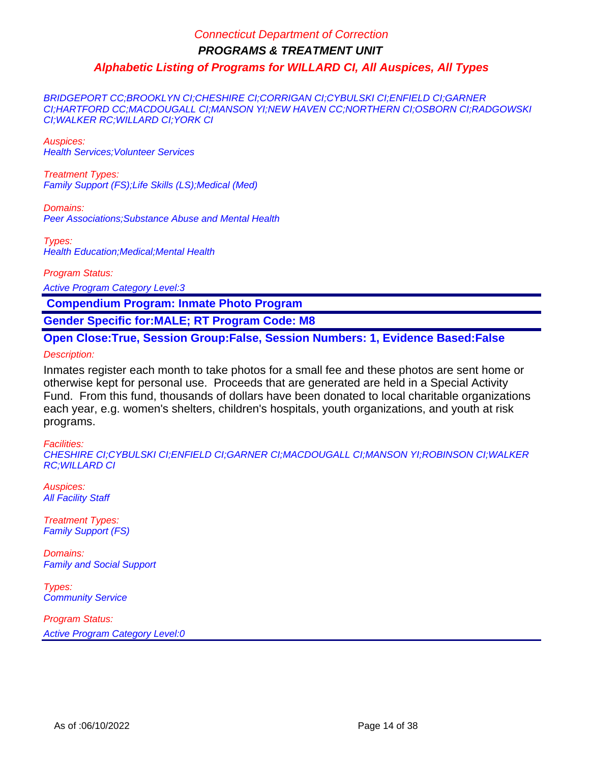BRIDGEPORT CC;BROOKLYN CI;CHESHIRE CI;CORRIGAN CI;CYBULSKI CI;ENFIELD CI;GARNER CI;HARTFORD CC;MACDOUGALL CI;MANSON YI;NEW HAVEN CC;NORTHERN CI;OSBORN CI;RADGOWSKI CI;WALKER RC;WILLARD CI;YORK CI

Auspices:
Health Services;Volunteer Services

Treatment Types:
Family Support (FS);Life Skills (LS);Medical (Med)

Domains:
Peer Associations;Substance Abuse and Mental Health

Types:
Health Education;Medical;Mental Health

Program Status:
Active Program Category Level:3

**Compendium Program: Inmate Photo Program**

**Gender Specific for:MALE; RT Program Code: M8**

**Open Close:True, Session Group:False, Session Numbers: 1, Evidence Based:False**

Description:

Inmates register each month to take photos for a small fee and these photos are sent home or otherwise kept for personal use. Proceeds that are generated are held in a Special Activity Fund. From this fund, thousands of dollars have been donated to local charitable organizations each year, e.g. women's shelters, children's hospitals, youth organizations, and youth at risk programs.

Facilities:
CHESHIRE CI;CYBULSKI CI;ENFIELD CI;GARNER CI;MACDOUGALL CI;MANSON YI;ROBINSON CI;WALKER RC;WILLARD CI

Auspices:
All Facility Staff

Treatment Types:
Family Support (FS)

Domains:
Family and Social Support

Types:
Community Service

Program Status:
Active Program Category Level:0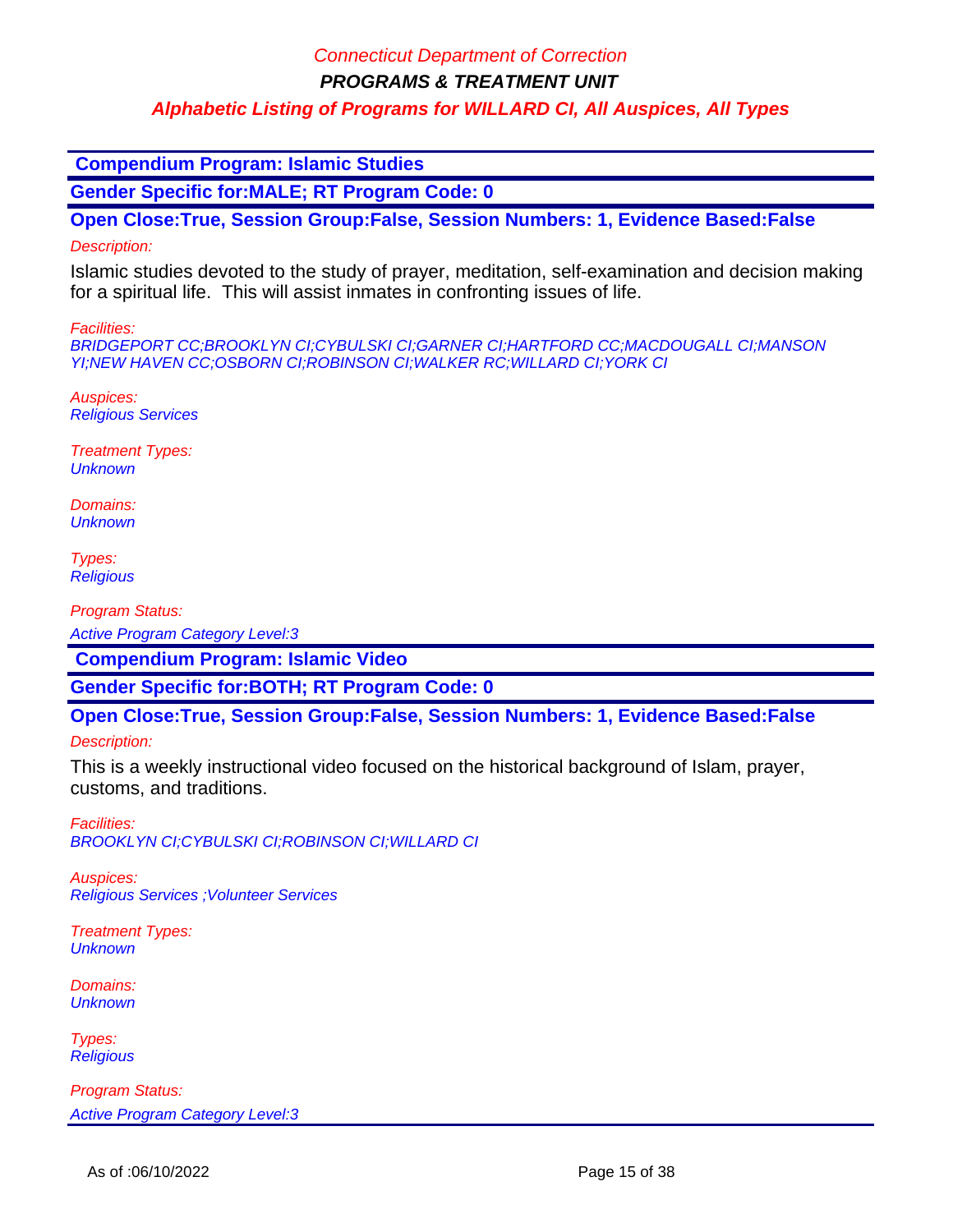## Compendium Program: Islamic Studies

**Gender Specific for:MALE; RT Program Code: 0**

**Open Close:True, Session Group:False, Session Numbers: 1, Evidence Based:False**

*Description:*

Islamic studies devoted to the study of prayer, meditation, self-examination and decision making for a spiritual life. This will assist inmates in confronting issues of life.

*Facilities:*
*BRIDGEPORT CC;BROOKLYN CI;CYBULSKI CI;GARNER CI;HARTFORD CC;MACDOUGALL CI;MANSON YI;NEW HAVEN CC;OSBORN CI;ROBINSON CI;WALKER RC;WILLARD CI;YORK CI*

*Auspices:*
*Religious Services*

*Treatment Types:*
*Unknown*

*Domains:*
*Unknown*

*Types:*
*Religious*

*Program Status:*
*Active Program Category Level:3*

## Compendium Program: Islamic Video

**Gender Specific for:BOTH; RT Program Code: 0**

**Open Close:True, Session Group:False, Session Numbers: 1, Evidence Based:False**

*Description:*

This is a weekly instructional video focused on the historical background of Islam, prayer, customs, and traditions.

*Facilities:*
*BROOKLYN CI;CYBULSKI CI;ROBINSON CI;WILLARD CI*

*Auspices:*
*Religious Services ;Volunteer Services*

*Treatment Types:*
*Unknown*

*Domains:*
*Unknown*

*Types:*
*Religious*

*Program Status:*
*Active Program Category Level:3*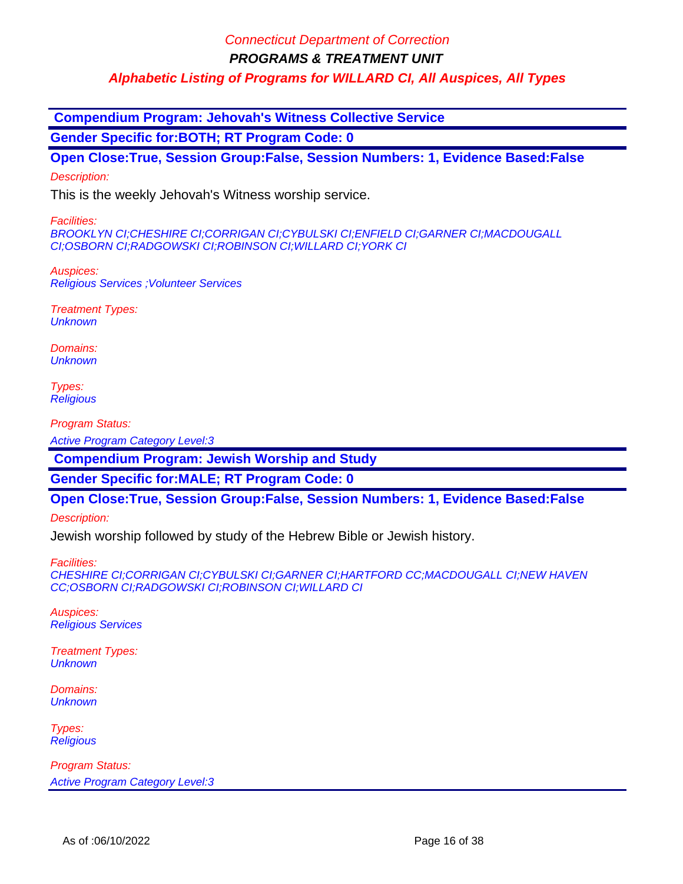## Compendium Program: Jehovah's Witness Collective Service

**Gender Specific for:BOTH; RT Program Code: 0**

**Open Close:True, Session Group:False, Session Numbers: 1, Evidence Based:False**

*Description:*

This is the weekly Jehovah's Witness worship service.

*Facilities:*
*BROOKLYN CI;CHESHIRE CI;CORRIGAN CI;CYBULSKI CI;ENFIELD CI;GARNER CI;MACDOUGALL CI;OSBORN CI;RADGOWSKI CI;ROBINSON CI;WILLARD CI;YORK CI*

*Auspices:*
*Religious Services ;Volunteer Services*

*Treatment Types:*
*Unknown*

*Domains:*
*Unknown*

*Types:*
*Religious*

*Program Status:*

*Active Program Category Level:3*

## Compendium Program: Jewish Worship and Study

**Gender Specific for:MALE; RT Program Code: 0**

**Open Close:True, Session Group:False, Session Numbers: 1, Evidence Based:False**

*Description:*

Jewish worship followed by study of the Hebrew Bible or Jewish history.

*Facilities:*
*CHESHIRE CI;CORRIGAN CI;CYBULSKI CI;GARNER CI;HARTFORD CC;MACDOUGALL CI;NEW HAVEN CC;OSBORN CI;RADGOWSKI CI;ROBINSON CI;WILLARD CI*

*Auspices:*
*Religious Services*

*Treatment Types:*
*Unknown*

*Domains:*
*Unknown*

*Types:*
*Religious*

*Program Status:*

*Active Program Category Level:3*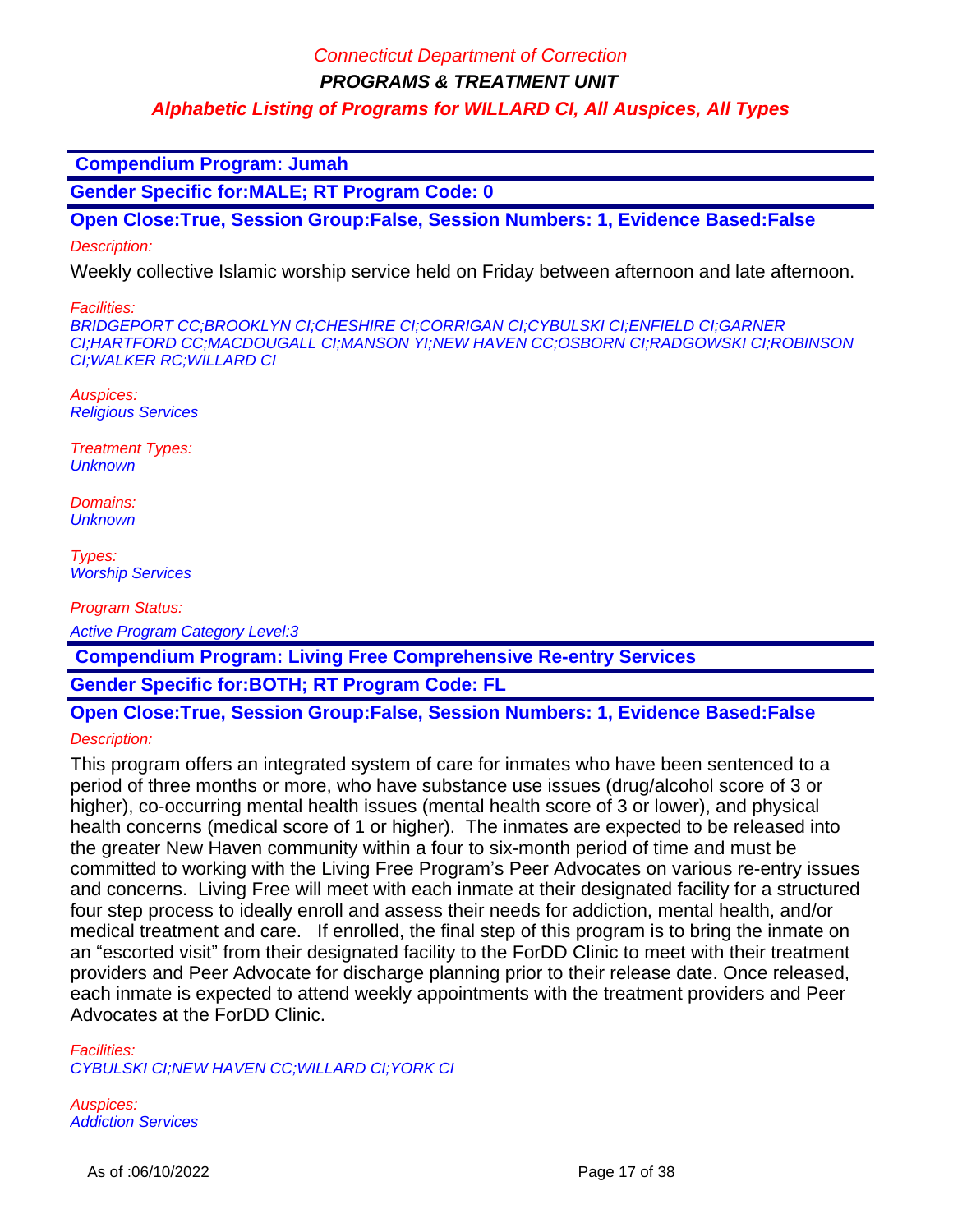**Compendium Program: Jumah**

**Gender Specific for:MALE; RT Program Code: 0**

**Open Close:True, Session Group:False, Session Numbers: 1, Evidence Based:False**

*Description:*

Weekly collective Islamic worship service held on Friday between afternoon and late afternoon.

*Facilities:*
*BRIDGEPORT CC;BROOKLYN CI;CHESHIRE CI;CORRIGAN CI;CYBULSKI CI;ENFIELD CI;GARNER CI;HARTFORD CC;MACDOUGALL CI;MANSON YI;NEW HAVEN CC;OSBORN CI;RADGOWSKI CI;ROBINSON CI;WALKER RC;WILLARD CI*

*Auspices:*
*Religious Services*

*Treatment Types:*
*Unknown*

*Domains:*
*Unknown*

*Types:*
*Worship Services*

*Program Status:*

*Active Program Category Level:3*

**Compendium Program: Living Free Comprehensive Re-entry Services**

**Gender Specific for:BOTH; RT Program Code: FL**

**Open Close:True, Session Group:False, Session Numbers: 1, Evidence Based:False**

*Description:*

This program offers an integrated system of care for inmates who have been sentenced to a period of three months or more, who have substance use issues (drug/alcohol score of 3 or higher), co-occurring mental health issues (mental health score of 3 or lower), and physical health concerns (medical score of 1 or higher). The inmates are expected to be released into the greater New Haven community within a four to six-month period of time and must be committed to working with the Living Free Program's Peer Advocates on various re-entry issues and concerns. Living Free will meet with each inmate at their designated facility for a structured four step process to ideally enroll and assess their needs for addiction, mental health, and/or medical treatment and care. If enrolled, the final step of this program is to bring the inmate on an "escorted visit" from their designated facility to the ForDD Clinic to meet with their treatment providers and Peer Advocate for discharge planning prior to their release date. Once released, each inmate is expected to attend weekly appointments with the treatment providers and Peer Advocates at the ForDD Clinic.

*Facilities:*
*CYBULSKI CI;NEW HAVEN CC;WILLARD CI;YORK CI*

*Auspices:*
*Addiction Services*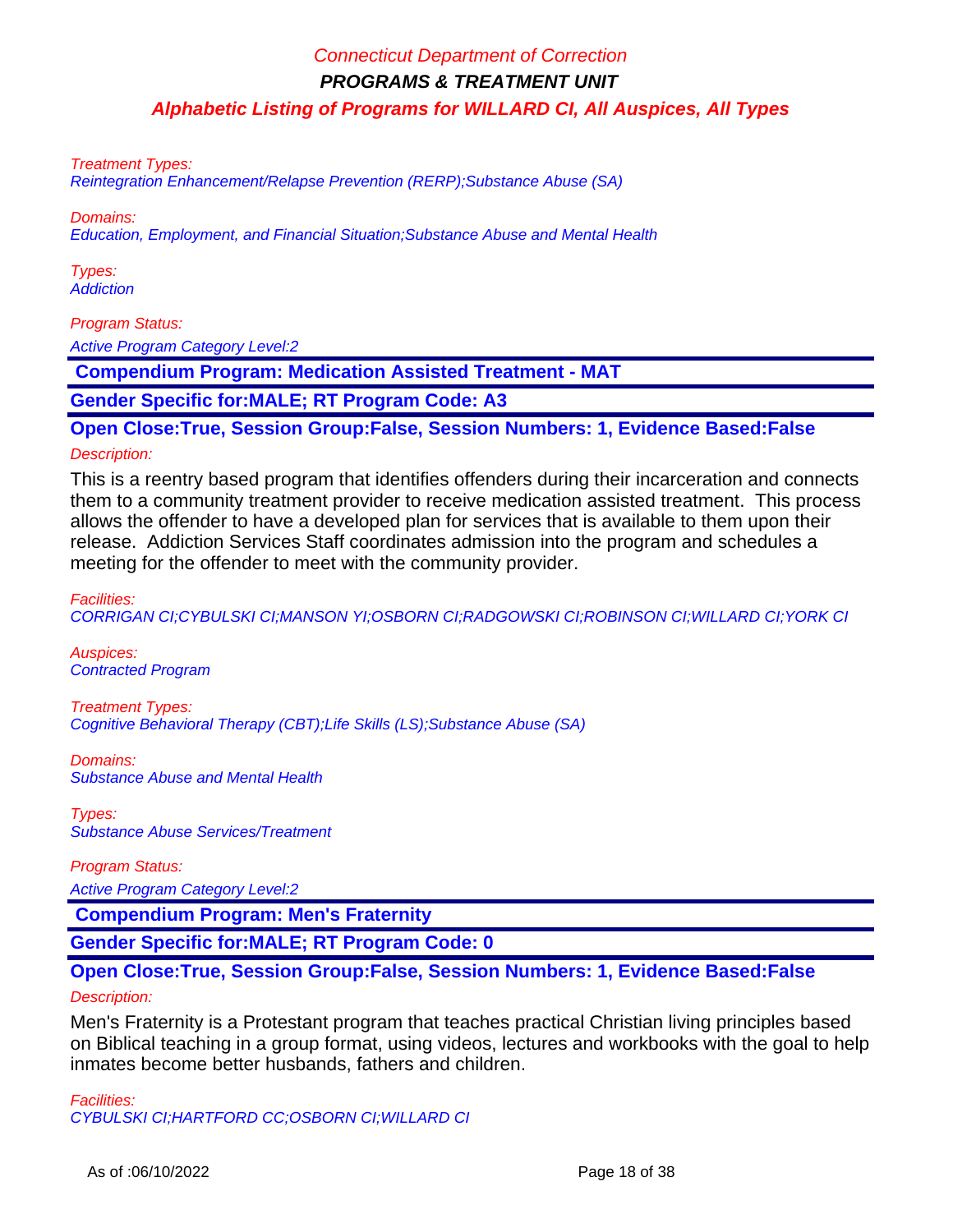*Treatment Types:*
Reintegration Enhancement/Relapse Prevention (RERP);Substance Abuse (SA)

*Domains:*
Education, Employment, and Financial Situation;Substance Abuse and Mental Health

*Types:*
Addiction

*Program Status:*
Active Program Category Level:2

## Compendium Program: Medication Assisted Treatment - MAT

**Gender Specific for:MALE; RT Program Code: A3**

**Open Close:True, Session Group:False, Session Numbers: 1, Evidence Based:False**

*Description:*

This is a reentry based program that identifies offenders during their incarceration and connects them to a community treatment provider to receive medication assisted treatment. This process allows the offender to have a developed plan for services that is available to them upon their release. Addiction Services Staff coordinates admission into the program and schedules a meeting for the offender to meet with the community provider.

*Facilities:*
CORRIGAN CI;CYBULSKI CI;MANSON YI;OSBORN CI;RADGOWSKI CI;ROBINSON CI;WILLARD CI;YORK CI

*Auspices:*
Contracted Program

*Treatment Types:*
Cognitive Behavioral Therapy (CBT);Life Skills (LS);Substance Abuse (SA)

*Domains:*
Substance Abuse and Mental Health

*Types:*
Substance Abuse Services/Treatment

*Program Status:*
Active Program Category Level:2

## Compendium Program: Men's Fraternity

**Gender Specific for:MALE; RT Program Code: 0**

**Open Close:True, Session Group:False, Session Numbers: 1, Evidence Based:False**

*Description:*

Men's Fraternity is a Protestant program that teaches practical Christian living principles based on Biblical teaching in a group format, using videos, lectures and workbooks with the goal to help inmates become better husbands, fathers and children.

*Facilities:*
CYBULSKI CI;HARTFORD CC;OSBORN CI;WILLARD CI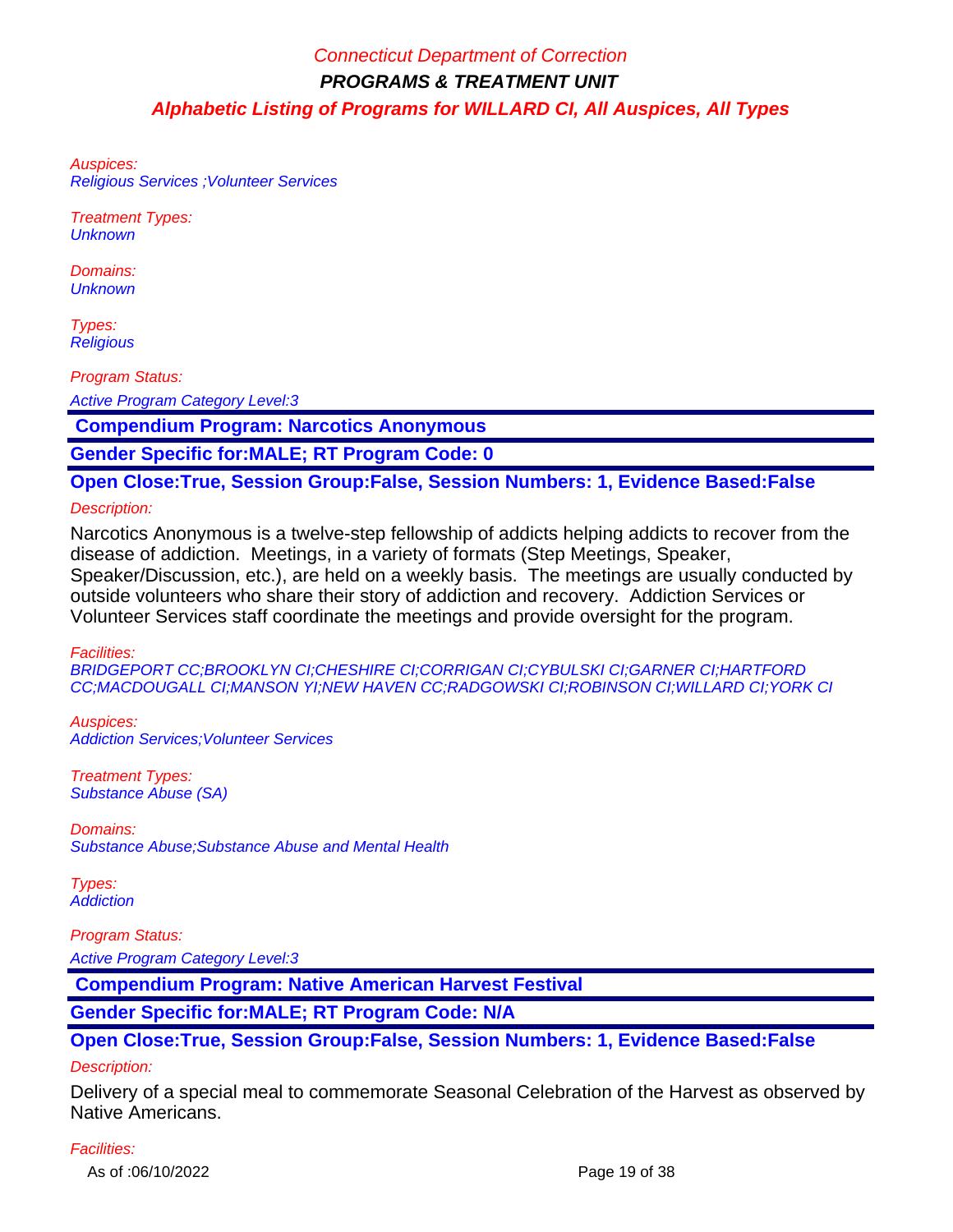Auspices:
Religious Services ;Volunteer Services

Treatment Types:
Unknown

Domains:
Unknown

Types:
Religious

Program Status:

Active Program Category Level:3

**Compendium Program: Narcotics Anonymous**

**Gender Specific for:MALE; RT Program Code: 0**

**Open Close:True, Session Group:False, Session Numbers: 1, Evidence Based:False**

Description:

Narcotics Anonymous is a twelve-step fellowship of addicts helping addicts to recover from the disease of addiction. Meetings, in a variety of formats (Step Meetings, Speaker, Speaker/Discussion, etc.), are held on a weekly basis. The meetings are usually conducted by outside volunteers who share their story of addiction and recovery. Addiction Services or Volunteer Services staff coordinate the meetings and provide oversight for the program.

Facilities:
BRIDGEPORT CC;BROOKLYN CI;CHESHIRE CI;CORRIGAN CI;CYBULSKI CI;GARNER CI;HARTFORD CC;MACDOUGALL CI;MANSON YI;NEW HAVEN CC;RADGOWSKI CI;ROBINSON CI;WILLARD CI;YORK CI

Auspices:
Addiction Services;Volunteer Services

Treatment Types:
Substance Abuse (SA)

Domains:
Substance Abuse;Substance Abuse and Mental Health

Types:
Addiction

Program Status:

Active Program Category Level:3

**Compendium Program: Native American Harvest Festival**

**Gender Specific for:MALE; RT Program Code: N/A**

**Open Close:True, Session Group:False, Session Numbers: 1, Evidence Based:False**

Description:

Delivery of a special meal to commemorate Seasonal Celebration of the Harvest as observed by Native Americans.

Facilities: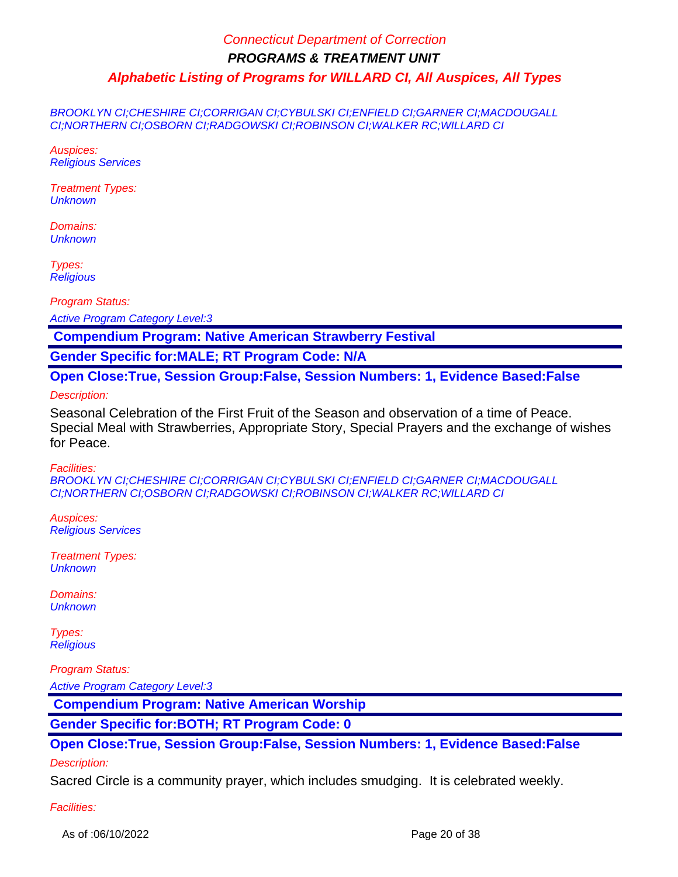BROOKLYN CI;CHESHIRE CI;CORRIGAN CI;CYBULSKI CI;ENFIELD CI;GARNER CI;MACDOUGALL CI;NORTHERN CI;OSBORN CI;RADGOWSKI CI;ROBINSON CI;WALKER RC;WILLARD CI

*Auspices:*
Religious Services

*Treatment Types:*
Unknown

*Domains:*
Unknown

*Types:*
Religious

*Program Status:*

Active Program Category Level:3

## Compendium Program: Native American Strawberry Festival

**Gender Specific for:MALE; RT Program Code: N/A**

**Open Close:True, Session Group:False, Session Numbers: 1, Evidence Based:False**

*Description:*

Seasonal Celebration of the First Fruit of the Season and observation of a time of Peace. Special Meal with Strawberries, Appropriate Story, Special Prayers and the exchange of wishes for Peace.

*Facilities:*
BROOKLYN CI;CHESHIRE CI;CORRIGAN CI;CYBULSKI CI;ENFIELD CI;GARNER CI;MACDOUGALL CI;NORTHERN CI;OSBORN CI;RADGOWSKI CI;ROBINSON CI;WALKER RC;WILLARD CI

*Auspices:*
Religious Services

*Treatment Types:*
Unknown

*Domains:*
Unknown

*Types:*
Religious

*Program Status:*

Active Program Category Level:3

## Compendium Program: Native American Worship

**Gender Specific for:BOTH; RT Program Code: 0**

**Open Close:True, Session Group:False, Session Numbers: 1, Evidence Based:False**

*Description:*

Sacred Circle is a community prayer, which includes smudging. It is celebrated weekly.

*Facilities:*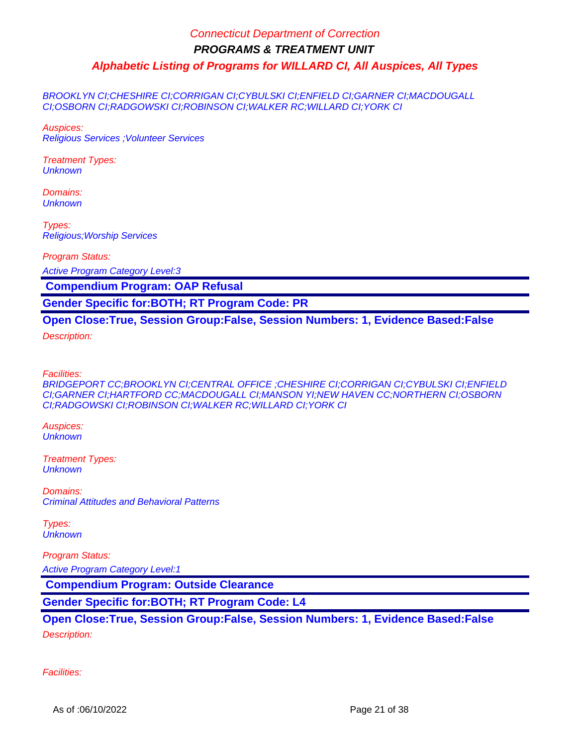BROOKLYN CI;CHESHIRE CI;CORRIGAN CI;CYBULSKI CI;ENFIELD CI;GARNER CI;MACDOUGALL CI;OSBORN CI;RADGOWSKI CI;ROBINSON CI;WALKER RC;WILLARD CI;YORK CI

*Auspices:*
Religious Services ;Volunteer Services

*Treatment Types:*
Unknown

*Domains:*
Unknown

*Types:*
Religious;Worship Services

*Program Status:*
Active Program Category Level:3

## Compendium Program: OAP Refusal

**Gender Specific for:BOTH; RT Program Code: PR**

**Open Close:True, Session Group:False, Session Numbers: 1, Evidence Based:False**

*Description:*

*Facilities:*
BRIDGEPORT CC;BROOKLYN CI;CENTRAL OFFICE ;CHESHIRE CI;CORRIGAN CI;CYBULSKI CI;ENFIELD CI;GARNER CI;HARTFORD CC;MACDOUGALL CI;MANSON YI;NEW HAVEN CC;NORTHERN CI;OSBORN CI;RADGOWSKI CI;ROBINSON CI;WALKER RC;WILLARD CI;YORK CI

*Auspices:*
Unknown

*Treatment Types:*
Unknown

*Domains:*
Criminal Attitudes and Behavioral Patterns

*Types:*
Unknown

*Program Status:*
Active Program Category Level:1

## Compendium Program: Outside Clearance

**Gender Specific for:BOTH; RT Program Code: L4**

**Open Close:True, Session Group:False, Session Numbers: 1, Evidence Based:False**

*Description:*

*Facilities:*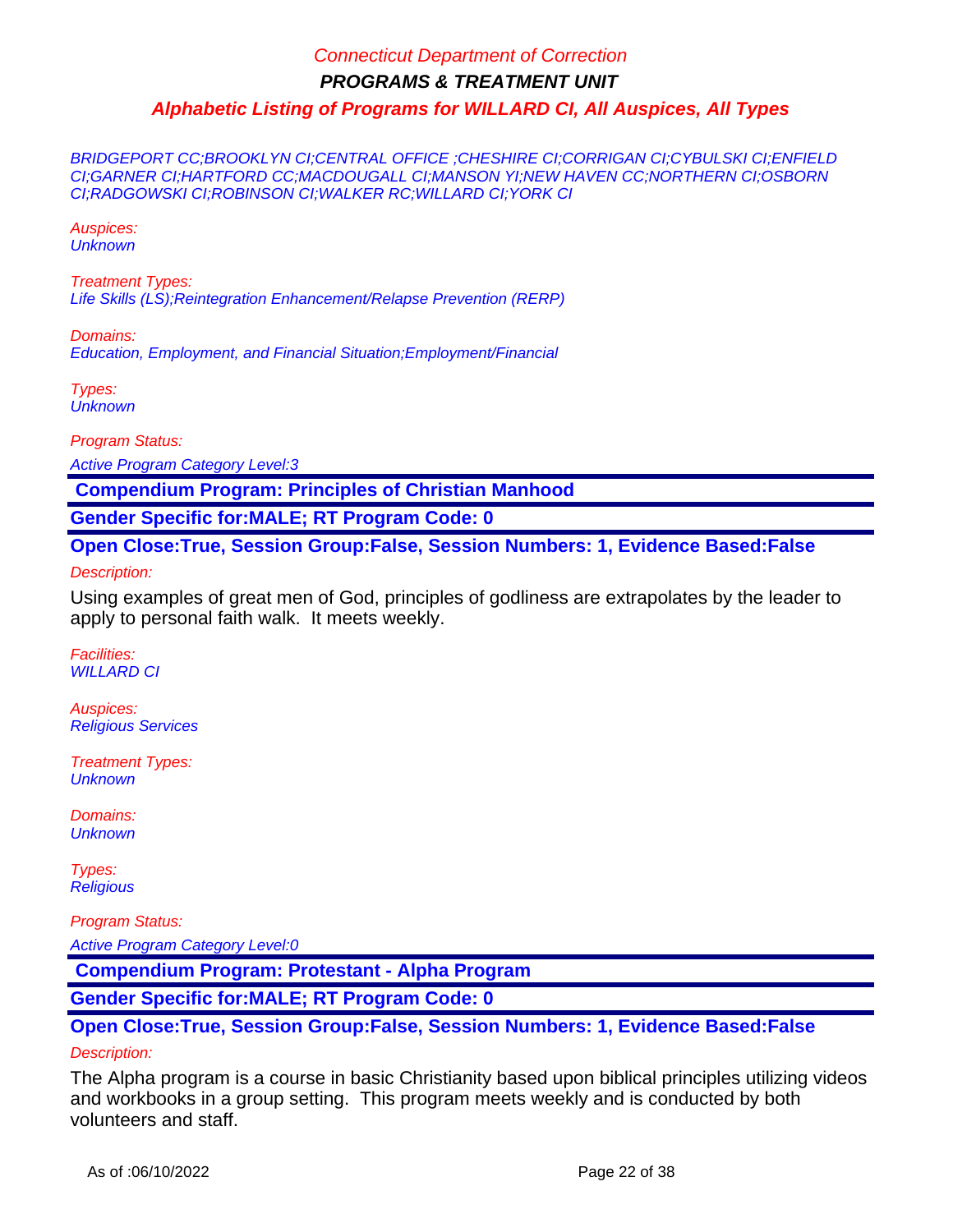BRIDGEPORT CC;BROOKLYN CI;CENTRAL OFFICE ;CHESHIRE CI;CORRIGAN CI;CYBULSKI CI;ENFIELD CI;GARNER CI;HARTFORD CC;MACDOUGALL CI;MANSON YI;NEW HAVEN CC;NORTHERN CI;OSBORN CI;RADGOWSKI CI;ROBINSON CI;WALKER RC;WILLARD CI;YORK CI

Auspices:
Unknown

Treatment Types:
Life Skills (LS);Reintegration Enhancement/Relapse Prevention (RERP)

Domains:
Education, Employment, and Financial Situation;Employment/Financial

Types:
Unknown

Program Status:

Active Program Category Level:3

## Compendium Program: Principles of Christian Manhood

**Gender Specific for:MALE; RT Program Code: 0**

**Open Close:True, Session Group:False, Session Numbers: 1, Evidence Based:False**

Description:

Using examples of great men of God, principles of godliness are extrapolates by the leader to apply to personal faith walk.  It meets weekly.

Facilities:
WILLARD CI

Auspices:
Religious Services

Treatment Types:
Unknown

Domains:
Unknown

Types:
Religious

Program Status:

Active Program Category Level:0

## Compendium Program: Protestant - Alpha Program

**Gender Specific for:MALE; RT Program Code: 0**

**Open Close:True, Session Group:False, Session Numbers: 1, Evidence Based:False**

Description:

The Alpha program is a course in basic Christianity based upon biblical principles utilizing videos and workbooks in a group setting.  This program meets weekly and is conducted by both volunteers and staff.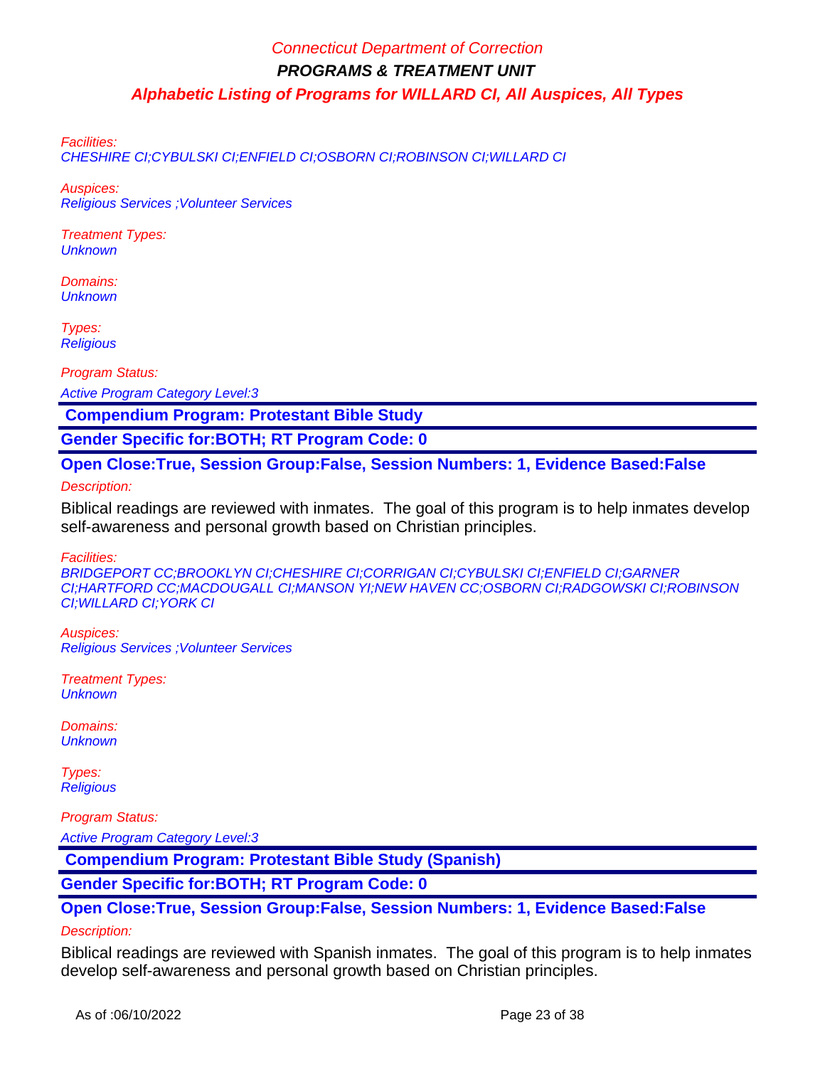Facilities:
CHESHIRE CI;CYBULSKI CI;ENFIELD CI;OSBORN CI;ROBINSON CI;WILLARD CI

Auspices:
Religious Services ;Volunteer Services

Treatment Types:
Unknown

Domains:
Unknown

Types:
Religious

Program Status:

Active Program Category Level:3

**Compendium Program: Protestant Bible Study**

**Gender Specific for:BOTH; RT Program Code: 0**

**Open Close:True, Session Group:False, Session Numbers: 1, Evidence Based:False**

Description:

Biblical readings are reviewed with inmates. The goal of this program is to help inmates develop self-awareness and personal growth based on Christian principles.

Facilities:
BRIDGEPORT CC;BROOKLYN CI;CHESHIRE CI;CORRIGAN CI;CYBULSKI CI;ENFIELD CI;GARNER CI;HARTFORD CC;MACDOUGALL CI;MANSON YI;NEW HAVEN CC;OSBORN CI;RADGOWSKI CI;ROBINSON CI;WILLARD CI;YORK CI

Auspices:
Religious Services ;Volunteer Services

Treatment Types:
Unknown

Domains:
Unknown

Types:
Religious

Program Status:

Active Program Category Level:3

**Compendium Program: Protestant Bible Study (Spanish)**

**Gender Specific for:BOTH; RT Program Code: 0**

**Open Close:True, Session Group:False, Session Numbers: 1, Evidence Based:False**

Description:

Biblical readings are reviewed with Spanish inmates. The goal of this program is to help inmates develop self-awareness and personal growth based on Christian principles.

As of :06/10/2022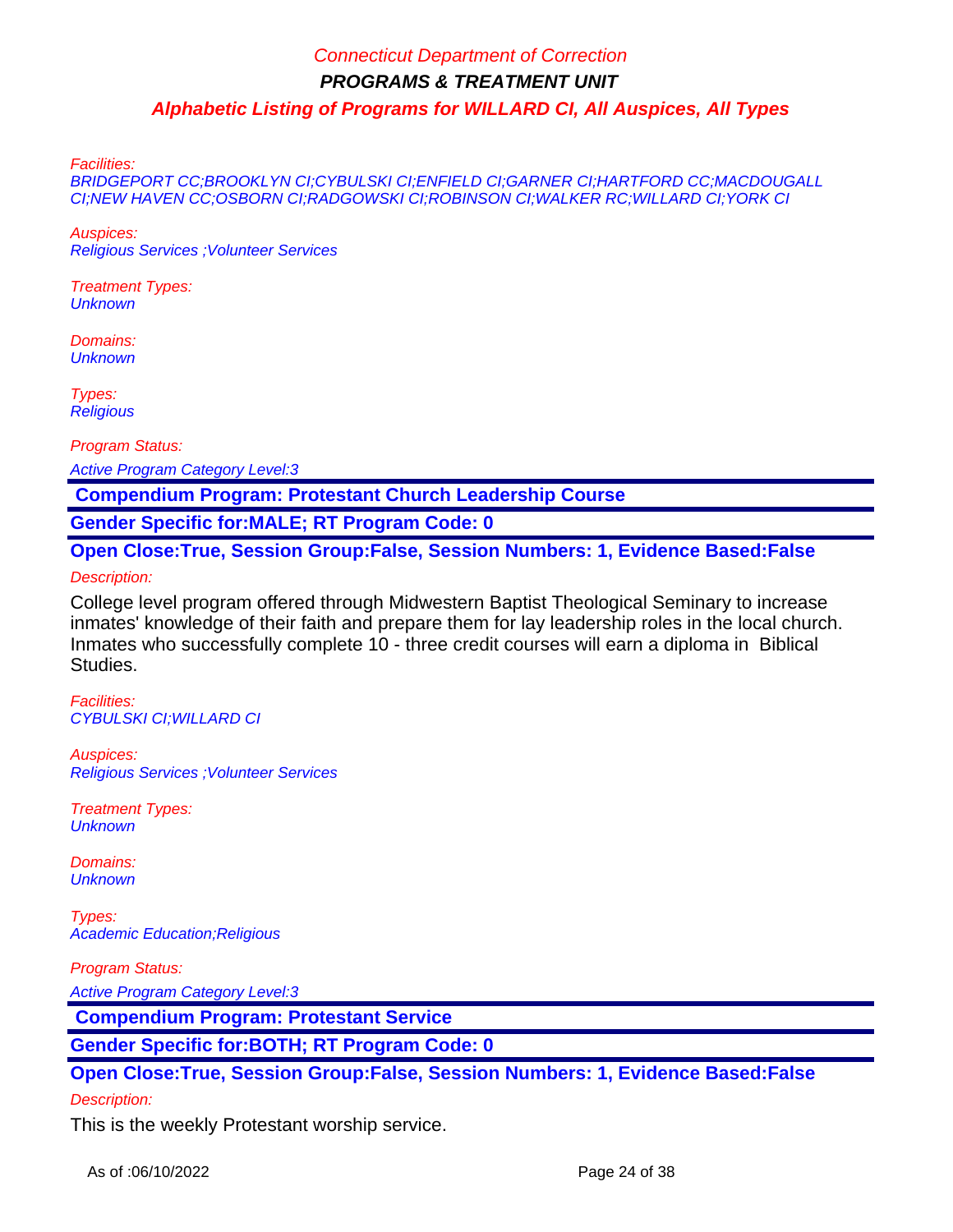Facilities:
BRIDGEPORT CC;BROOKLYN CI;CYBULSKI CI;ENFIELD CI;GARNER CI;HARTFORD CC;MACDOUGALL CI;NEW HAVEN CC;OSBORN CI;RADGOWSKI CI;ROBINSON CI;WALKER RC;WILLARD CI;YORK CI

Auspices:
Religious Services ;Volunteer Services

Treatment Types:
Unknown

Domains:
Unknown

Types:
Religious

Program Status:

Active Program Category Level:3

**Compendium Program: Protestant Church Leadership Course**

**Gender Specific for:MALE; RT Program Code: 0**

**Open Close:True, Session Group:False, Session Numbers: 1, Evidence Based:False**

Description:

College level program offered through Midwestern Baptist Theological Seminary to increase inmates' knowledge of their faith and prepare them for lay leadership roles in the local church. Inmates who successfully complete 10 - three credit courses will earn a diploma in Biblical Studies.

Facilities:
CYBULSKI CI;WILLARD CI

Auspices:
Religious Services ;Volunteer Services

Treatment Types:
Unknown

Domains:
Unknown

Types:
Academic Education;Religious

Program Status:

Active Program Category Level:3

**Compendium Program: Protestant Service**

**Gender Specific for:BOTH; RT Program Code: 0**

**Open Close:True, Session Group:False, Session Numbers: 1, Evidence Based:False**

Description:

This is the weekly Protestant worship service.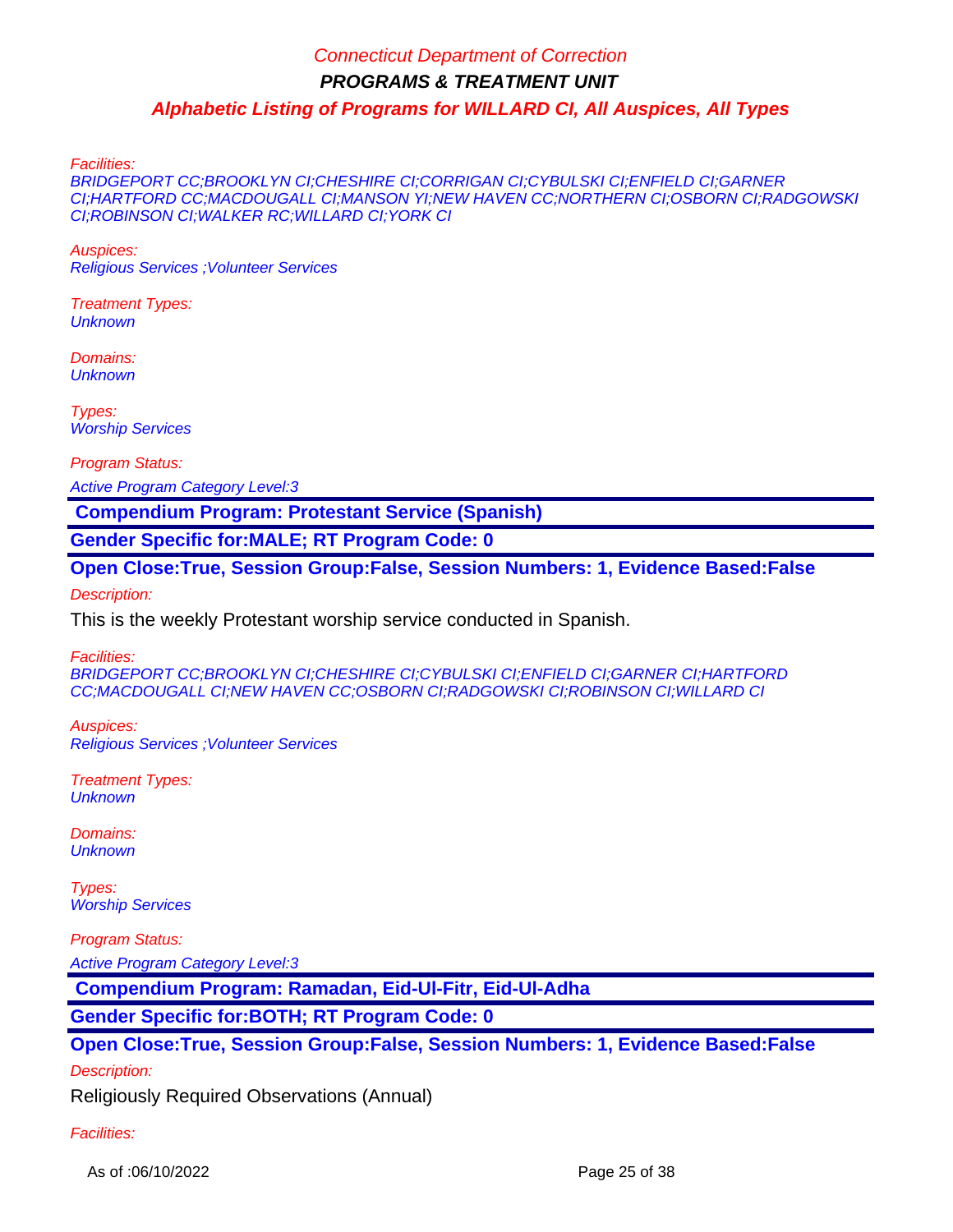Facilities:
BRIDGEPORT CC;BROOKLYN CI;CHESHIRE CI;CORRIGAN CI;CYBULSKI CI;ENFIELD CI;GARNER CI;HARTFORD CC;MACDOUGALL CI;MANSON YI;NEW HAVEN CC;NORTHERN CI;OSBORN CI;RADGOWSKI CI;ROBINSON CI;WALKER RC;WILLARD CI;YORK CI

Auspices:
Religious Services ;Volunteer Services

Treatment Types:
Unknown

Domains:
Unknown

Types:
Worship Services

Program Status:

Active Program Category Level:3

**Compendium Program: Protestant Service (Spanish)**

**Gender Specific for:MALE; RT Program Code: 0**

**Open Close:True, Session Group:False, Session Numbers: 1, Evidence Based:False**

Description:

This is the weekly Protestant worship service conducted in Spanish.

Facilities:
BRIDGEPORT CC;BROOKLYN CI;CHESHIRE CI;CYBULSKI CI;ENFIELD CI;GARNER CI;HARTFORD CC;MACDOUGALL CI;NEW HAVEN CC;OSBORN CI;RADGOWSKI CI;ROBINSON CI;WILLARD CI

Auspices:
Religious Services ;Volunteer Services

Treatment Types:
Unknown

Domains:
Unknown

Types:
Worship Services

Program Status:

Active Program Category Level:3

**Compendium Program: Ramadan, Eid-Ul-Fitr, Eid-Ul-Adha**

**Gender Specific for:BOTH; RT Program Code: 0**

**Open Close:True, Session Group:False, Session Numbers: 1, Evidence Based:False**

Description:

Religiously Required Observations (Annual)

Facilities:

As of :06/10/2022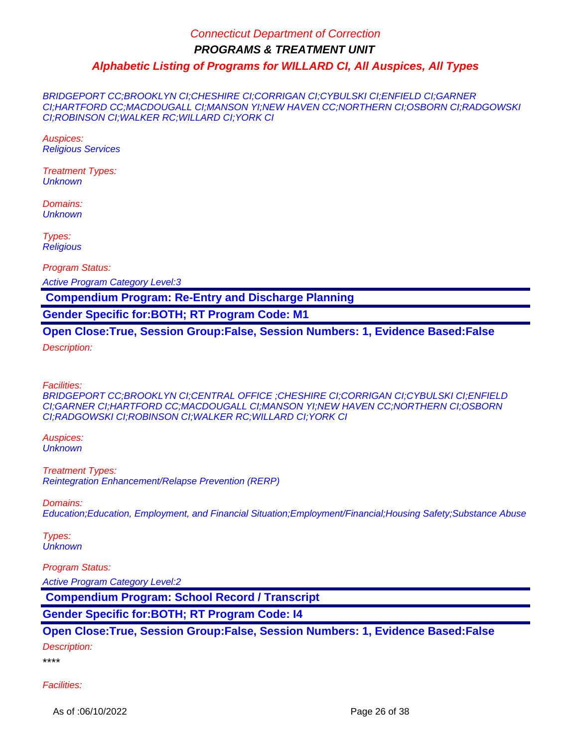BRIDGEPORT CC;BROOKLYN CI;CHESHIRE CI;CORRIGAN CI;CYBULSKI CI;ENFIELD CI;GARNER CI;HARTFORD CC;MACDOUGALL CI;MANSON YI;NEW HAVEN CC;NORTHERN CI;OSBORN CI;RADGOWSKI CI;ROBINSON CI;WALKER RC;WILLARD CI;YORK CI

Auspices:
Religious Services

Treatment Types:
Unknown

Domains:
Unknown

Types:
Religious

Program Status:

Active Program Category Level:3

**Compendium Program: Re-Entry and Discharge Planning**

**Gender Specific for:BOTH; RT Program Code: M1**

**Open Close:True, Session Group:False, Session Numbers: 1, Evidence Based:False**

Description:

Facilities:
BRIDGEPORT CC;BROOKLYN CI;CENTRAL OFFICE ;CHESHIRE CI;CORRIGAN CI;CYBULSKI CI;ENFIELD CI;GARNER CI;HARTFORD CC;MACDOUGALL CI;MANSON YI;NEW HAVEN CC;NORTHERN CI;OSBORN CI;RADGOWSKI CI;ROBINSON CI;WALKER RC;WILLARD CI;YORK CI

Auspices:
Unknown

Treatment Types:
Reintegration Enhancement/Relapse Prevention (RERP)

Domains:
Education;Education, Employment, and Financial Situation;Employment/Financial;Housing Safety;Substance Abuse

Types:
Unknown

Program Status:

Active Program Category Level:2

**Compendium Program: School Record / Transcript**

**Gender Specific for:BOTH; RT Program Code: I4**

**Open Close:True, Session Group:False, Session Numbers: 1, Evidence Based:False**

Description:

****

Facilities: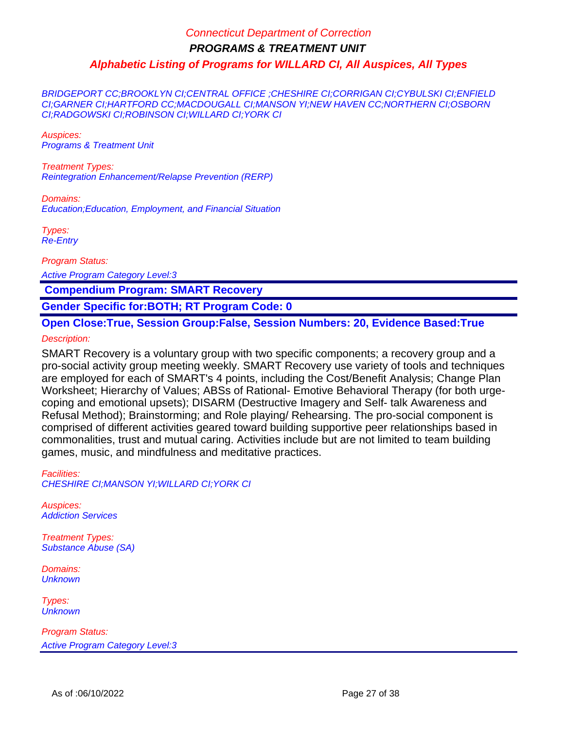BRIDGEPORT CC;BROOKLYN CI;CENTRAL OFFICE ;CHESHIRE CI;CORRIGAN CI;CYBULSKI CI;ENFIELD CI;GARNER CI;HARTFORD CC;MACDOUGALL CI;MANSON YI;NEW HAVEN CC;NORTHERN CI;OSBORN CI;RADGOWSKI CI;ROBINSON CI;WILLARD CI;YORK CI

Auspices:
Programs & Treatment Unit

Treatment Types:
Reintegration Enhancement/Relapse Prevention (RERP)

Domains:
Education;Education, Employment, and Financial Situation

Types:
Re-Entry

Program Status:

Active Program Category Level:3

**Compendium Program: SMART Recovery**

**Gender Specific for:BOTH; RT Program Code: 0**

**Open Close:True, Session Group:False, Session Numbers: 20, Evidence Based:True**

Description:

SMART Recovery is a voluntary group with two specific components; a recovery group and a pro-social activity group meeting weekly. SMART Recovery use variety of tools and techniques are employed for each of SMART's 4 points, including the Cost/Benefit Analysis; Change Plan Worksheet; Hierarchy of Values; ABSs of Rational- Emotive Behavioral Therapy (for both urge-coping and emotional upsets); DISARM (Destructive Imagery and Self- talk Awareness and Refusal Method); Brainstorming; and Role playing/ Rehearsing. The pro-social component is comprised of different activities geared toward building supportive peer relationships based in commonalities, trust and mutual caring. Activities include but are not limited to team building games, music, and mindfulness and meditative practices.

Facilities:
CHESHIRE CI;MANSON YI;WILLARD CI;YORK CI

Auspices:
Addiction Services

Treatment Types:
Substance Abuse (SA)

Domains:
Unknown

Types:
Unknown

Program Status:
Active Program Category Level:3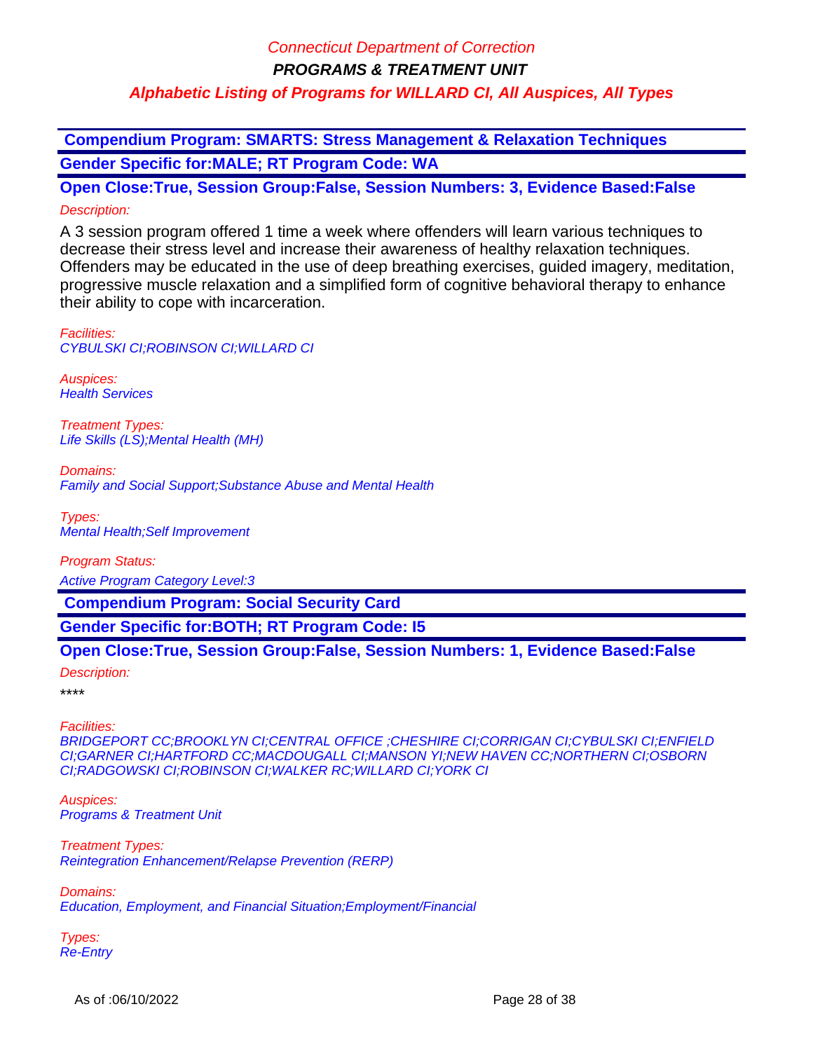**Compendium Program: SMARTS: Stress Management & Relaxation Techniques**

**Gender Specific for:MALE; RT Program Code: WA**

**Open Close:True, Session Group:False, Session Numbers: 3, Evidence Based:False**

*Description:*

A 3 session program offered 1 time a week where offenders will learn various techniques to decrease their stress level and increase their awareness of healthy relaxation techniques. Offenders may be educated in the use of deep breathing exercises, guided imagery, meditation, progressive muscle relaxation and a simplified form of cognitive behavioral therapy to enhance their ability to cope with incarceration.

*Facilities:*
*CYBULSKI CI;ROBINSON CI;WILLARD CI*

*Auspices:*
*Health Services*

*Treatment Types:*
*Life Skills (LS);Mental Health (MH)*

*Domains:*
*Family and Social Support;Substance Abuse and Mental Health*

*Types:*
*Mental Health;Self Improvement*

*Program Status:*
*Active Program Category Level:3*

**Compendium Program: Social Security Card**

**Gender Specific for:BOTH; RT Program Code: I5**

**Open Close:True, Session Group:False, Session Numbers: 1, Evidence Based:False**

*Description:*

****

*Facilities:*
*BRIDGEPORT CC;BROOKLYN CI;CENTRAL OFFICE ;CHESHIRE CI;CORRIGAN CI;CYBULSKI CI;ENFIELD CI;GARNER CI;HARTFORD CC;MACDOUGALL CI;MANSON YI;NEW HAVEN CC;NORTHERN CI;OSBORN CI;RADGOWSKI CI;ROBINSON CI;WALKER RC;WILLARD CI;YORK CI*

*Auspices:*
*Programs & Treatment Unit*

*Treatment Types:*
*Reintegration Enhancement/Relapse Prevention (RERP)*

*Domains:*
*Education, Employment, and Financial Situation;Employment/Financial*

*Types:*
*Re-Entry*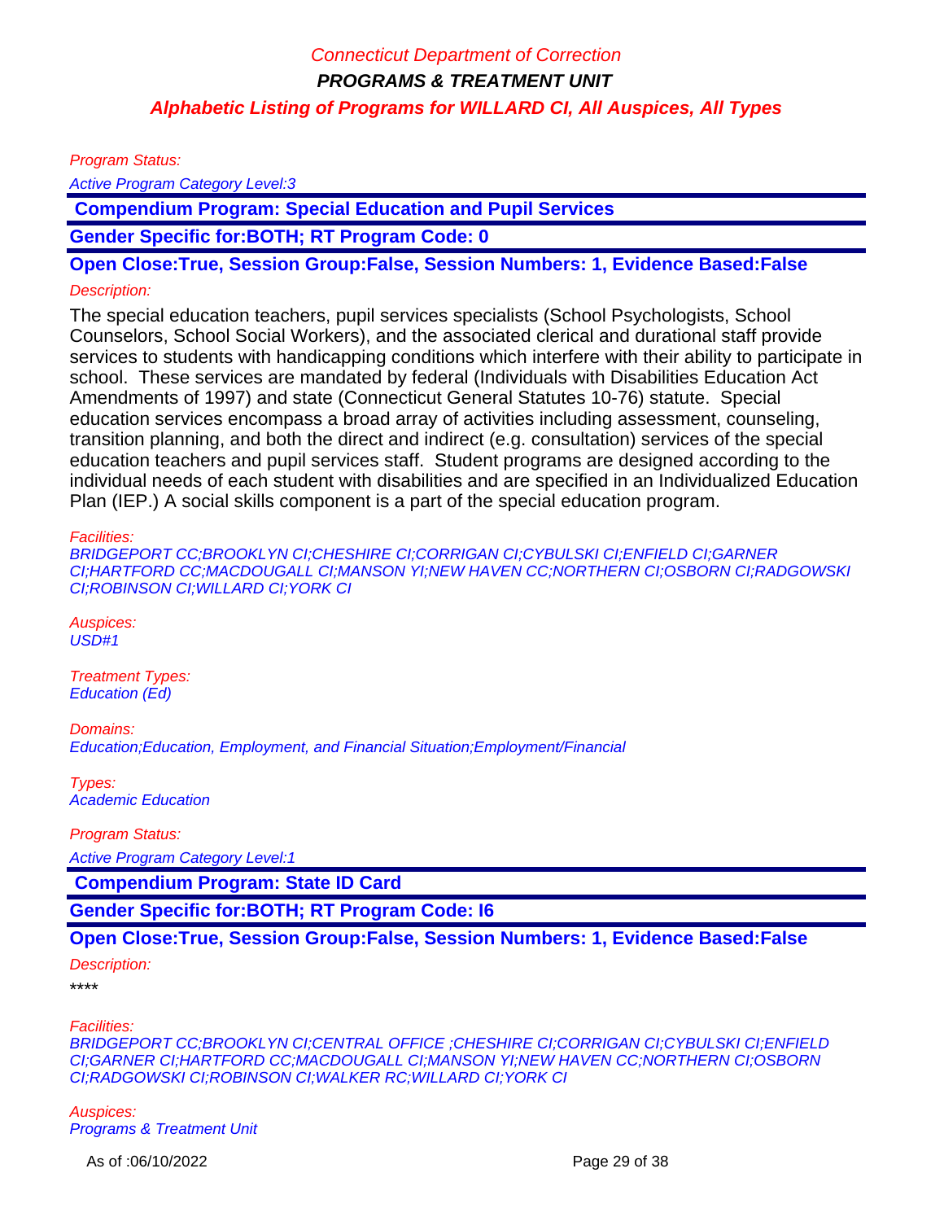Program Status:

Active Program Category Level:3

**Compendium Program: Special Education and Pupil Services**

**Gender Specific for:BOTH; RT Program Code: 0**

**Open Close:True, Session Group:False, Session Numbers: 1, Evidence Based:False**

Description:

The special education teachers, pupil services specialists (School Psychologists, School Counselors, School Social Workers), and the associated clerical and durational staff provide services to students with handicapping conditions which interfere with their ability to participate in school. These services are mandated by federal (Individuals with Disabilities Education Act Amendments of 1997) and state (Connecticut General Statutes 10-76) statute. Special education services encompass a broad array of activities including assessment, counseling, transition planning, and both the direct and indirect (e.g. consultation) services of the special education teachers and pupil services staff. Student programs are designed according to the individual needs of each student with disabilities and are specified in an Individualized Education Plan (IEP.) A social skills component is a part of the special education program.

Facilities:
BRIDGEPORT CC;BROOKLYN CI;CHESHIRE CI;CORRIGAN CI;CYBULSKI CI;ENFIELD CI;GARNER CI;HARTFORD CC;MACDOUGALL CI;MANSON YI;NEW HAVEN CC;NORTHERN CI;OSBORN CI;RADGOWSKI CI;ROBINSON CI;WILLARD CI;YORK CI

Auspices:
USD#1

Treatment Types:
Education (Ed)

Domains:
Education;Education, Employment, and Financial Situation;Employment/Financial

Types:
Academic Education

Program Status:

Active Program Category Level:1

**Compendium Program: State ID Card**

**Gender Specific for:BOTH; RT Program Code: I6**

**Open Close:True, Session Group:False, Session Numbers: 1, Evidence Based:False**

Description:

****

Facilities:
BRIDGEPORT CC;BROOKLYN CI;CENTRAL OFFICE ;CHESHIRE CI;CORRIGAN CI;CYBULSKI CI;ENFIELD CI;GARNER CI;HARTFORD CC;MACDOUGALL CI;MANSON YI;NEW HAVEN CC;NORTHERN CI;OSBORN CI;RADGOWSKI CI;ROBINSON CI;WALKER RC;WILLARD CI;YORK CI

Auspices:
Programs & Treatment Unit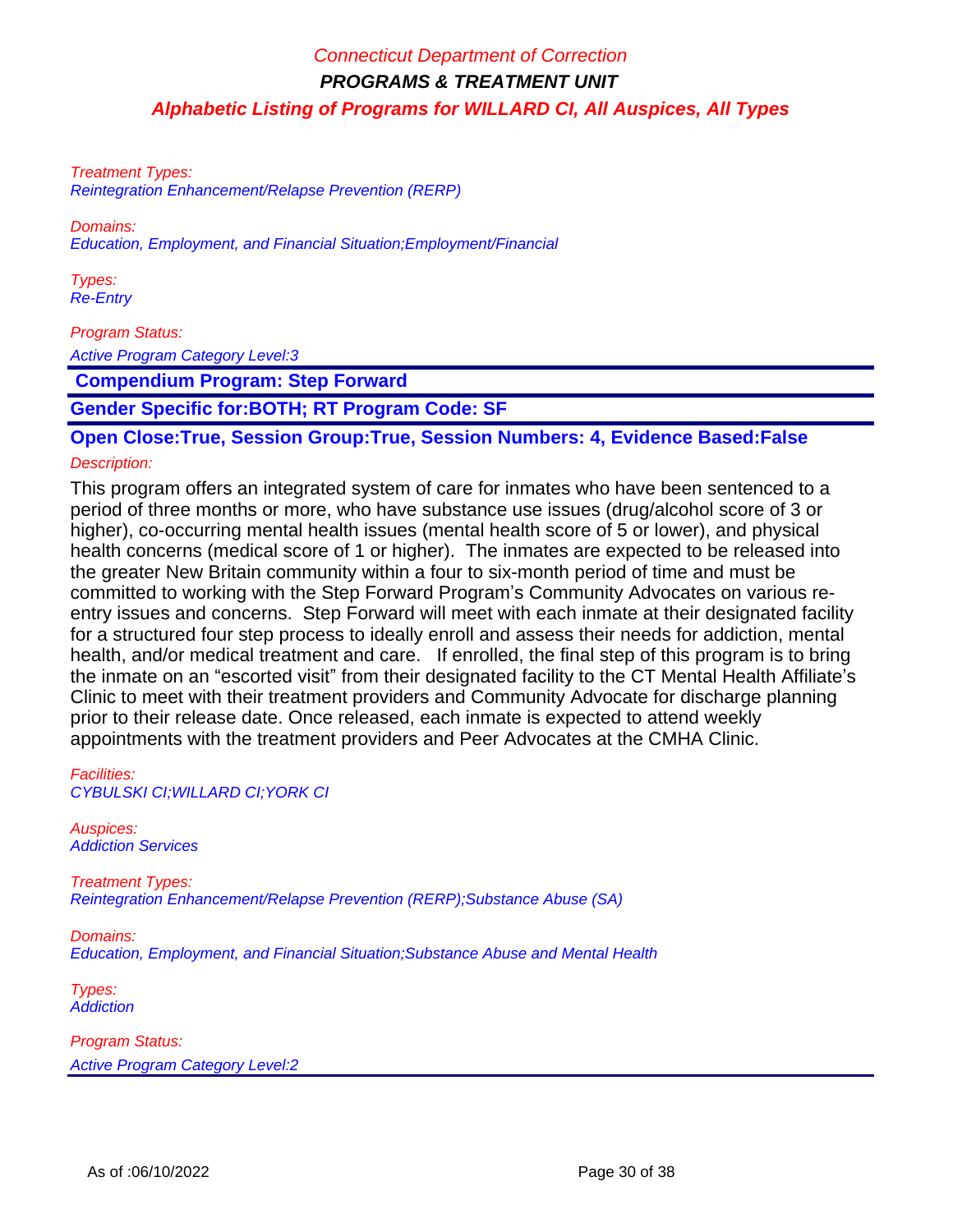Treatment Types:
Reintegration Enhancement/Relapse Prevention (RERP)

Domains:
Education, Employment, and Financial Situation;Employment/Financial

Types:
Re-Entry

Program Status:
Active Program Category Level:3

**Compendium Program: Step Forward**

**Gender Specific for:BOTH; RT Program Code: SF**

**Open Close:True, Session Group:True, Session Numbers: 4, Evidence Based:False**

Description:

This program offers an integrated system of care for inmates who have been sentenced to a period of three months or more, who have substance use issues (drug/alcohol score of 3 or higher), co-occurring mental health issues (mental health score of 5 or lower), and physical health concerns (medical score of 1 or higher). The inmates are expected to be released into the greater New Britain community within a four to six-month period of time and must be committed to working with the Step Forward Program's Community Advocates on various re-entry issues and concerns. Step Forward will meet with each inmate at their designated facility for a structured four step process to ideally enroll and assess their needs for addiction, mental health, and/or medical treatment and care. If enrolled, the final step of this program is to bring the inmate on an "escorted visit" from their designated facility to the CT Mental Health Affiliate's Clinic to meet with their treatment providers and Community Advocate for discharge planning prior to their release date. Once released, each inmate is expected to attend weekly appointments with the treatment providers and Peer Advocates at the CMHA Clinic.

Facilities:
CYBULSKI CI;WILLARD CI;YORK CI

Auspices:
Addiction Services

Treatment Types:
Reintegration Enhancement/Relapse Prevention (RERP);Substance Abuse (SA)

Domains:
Education, Employment, and Financial Situation;Substance Abuse and Mental Health

Types:
Addiction

Program Status:
Active Program Category Level:2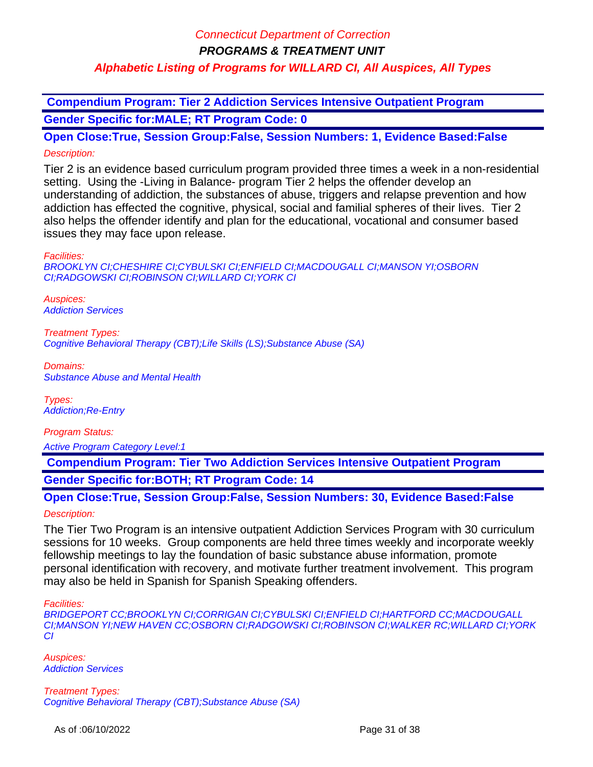## Compendium Program: Tier 2 Addiction Services Intensive Outpatient Program

**Gender Specific for:MALE; RT Program Code: 0**

**Open Close:True, Session Group:False, Session Numbers: 1, Evidence Based:False**

*Description:*

Tier 2 is an evidence based curriculum program provided three times a week in a non-residential setting. Using the -Living in Balance- program Tier 2 helps the offender develop an understanding of addiction, the substances of abuse, triggers and relapse prevention and how addiction has effected the cognitive, physical, social and familial spheres of their lives. Tier 2 also helps the offender identify and plan for the educational, vocational and consumer based issues they may face upon release.

*Facilities:*
*BROOKLYN CI;CHESHIRE CI;CYBULSKI CI;ENFIELD CI;MACDOUGALL CI;MANSON YI;OSBORN CI;RADGOWSKI CI;ROBINSON CI;WILLARD CI;YORK CI*

*Auspices:*
*Addiction Services*

*Treatment Types:*
*Cognitive Behavioral Therapy (CBT);Life Skills (LS);Substance Abuse (SA)*

*Domains:*
*Substance Abuse and Mental Health*

*Types:*
*Addiction;Re-Entry*

*Program Status:*

*Active Program Category Level:1*

## Compendium Program: Tier Two Addiction Services Intensive Outpatient Program

**Gender Specific for:BOTH; RT Program Code: 14**

**Open Close:True, Session Group:False, Session Numbers: 30, Evidence Based:False**

*Description:*

The Tier Two Program is an intensive outpatient Addiction Services Program with 30 curriculum sessions for 10 weeks. Group components are held three times weekly and incorporate weekly fellowship meetings to lay the foundation of basic substance abuse information, promote personal identification with recovery, and motivate further treatment involvement. This program may also be held in Spanish for Spanish Speaking offenders.

*Facilities:*
*BRIDGEPORT CC;BROOKLYN CI;CORRIGAN CI;CYBULSKI CI;ENFIELD CI;HARTFORD CC;MACDOUGALL CI;MANSON YI;NEW HAVEN CC;OSBORN CI;RADGOWSKI CI;ROBINSON CI;WALKER RC;WILLARD CI;YORK CI*

*Auspices:*
*Addiction Services*

*Treatment Types:*
*Cognitive Behavioral Therapy (CBT);Substance Abuse (SA)*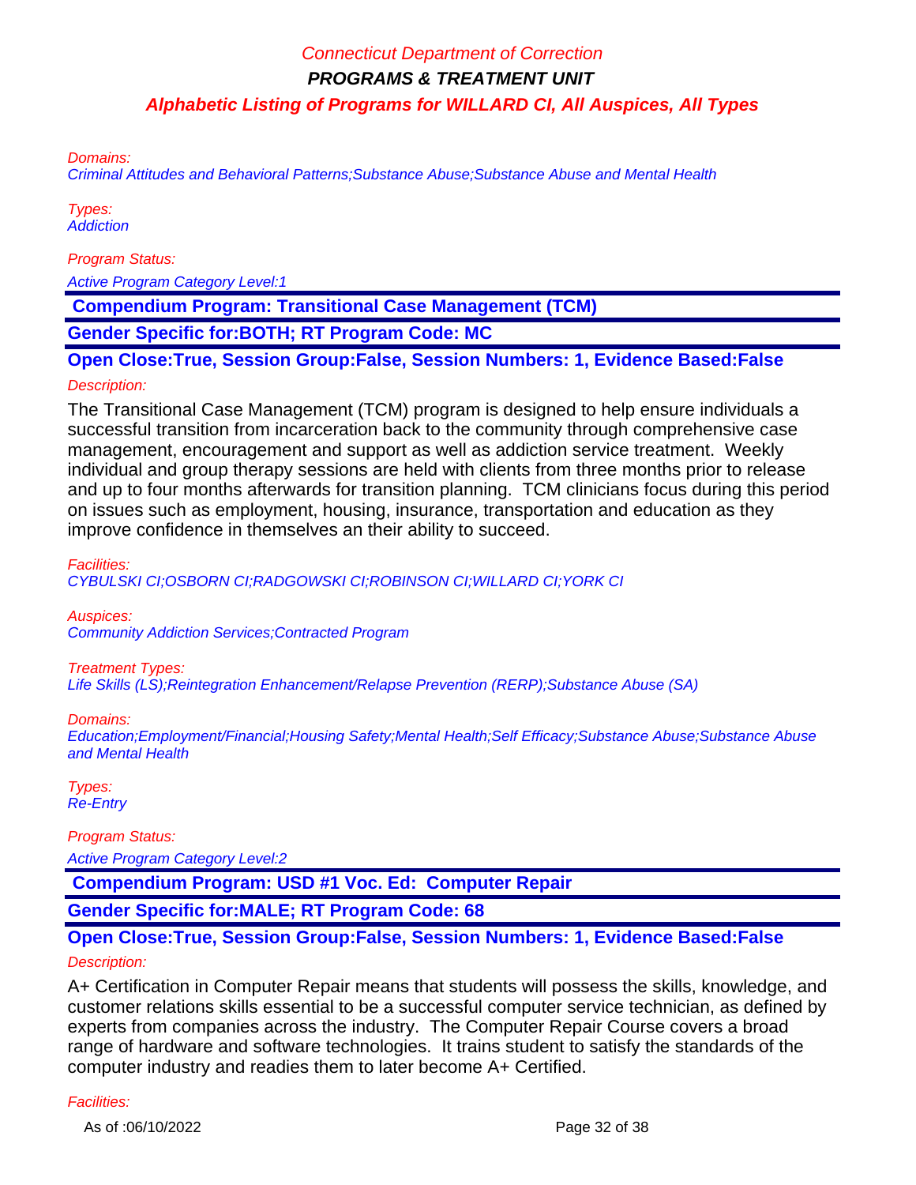Domains:
Criminal Attitudes and Behavioral Patterns;Substance Abuse;Substance Abuse and Mental Health

Types:
Addiction

Program Status:

Active Program Category Level:1

**Compendium Program: Transitional Case Management (TCM)**

**Gender Specific for:BOTH; RT Program Code: MC**

**Open Close:True, Session Group:False, Session Numbers: 1, Evidence Based:False**

Description:

The Transitional Case Management (TCM) program is designed to help ensure individuals a successful transition from incarceration back to the community through comprehensive case management, encouragement and support as well as addiction service treatment. Weekly individual and group therapy sessions are held with clients from three months prior to release and up to four months afterwards for transition planning. TCM clinicians focus during this period on issues such as employment, housing, insurance, transportation and education as they improve confidence in themselves an their ability to succeed.

Facilities:
CYBULSKI CI;OSBORN CI;RADGOWSKI CI;ROBINSON CI;WILLARD CI;YORK CI

Auspices:
Community Addiction Services;Contracted Program

Treatment Types:
Life Skills (LS);Reintegration Enhancement/Relapse Prevention (RERP);Substance Abuse (SA)

Domains:
Education;Employment/Financial;Housing Safety;Mental Health;Self Efficacy;Substance Abuse;Substance Abuse and Mental Health

Types:
Re-Entry

Program Status:

Active Program Category Level:2

**Compendium Program: USD #1 Voc. Ed: Computer Repair**

**Gender Specific for:MALE; RT Program Code: 68**

**Open Close:True, Session Group:False, Session Numbers: 1, Evidence Based:False**

Description:

A+ Certification in Computer Repair means that students will possess the skills, knowledge, and customer relations skills essential to be a successful computer service technician, as defined by experts from companies across the industry. The Computer Repair Course covers a broad range of hardware and software technologies. It trains student to satisfy the standards of the computer industry and readies them to later become A+ Certified.

Facilities: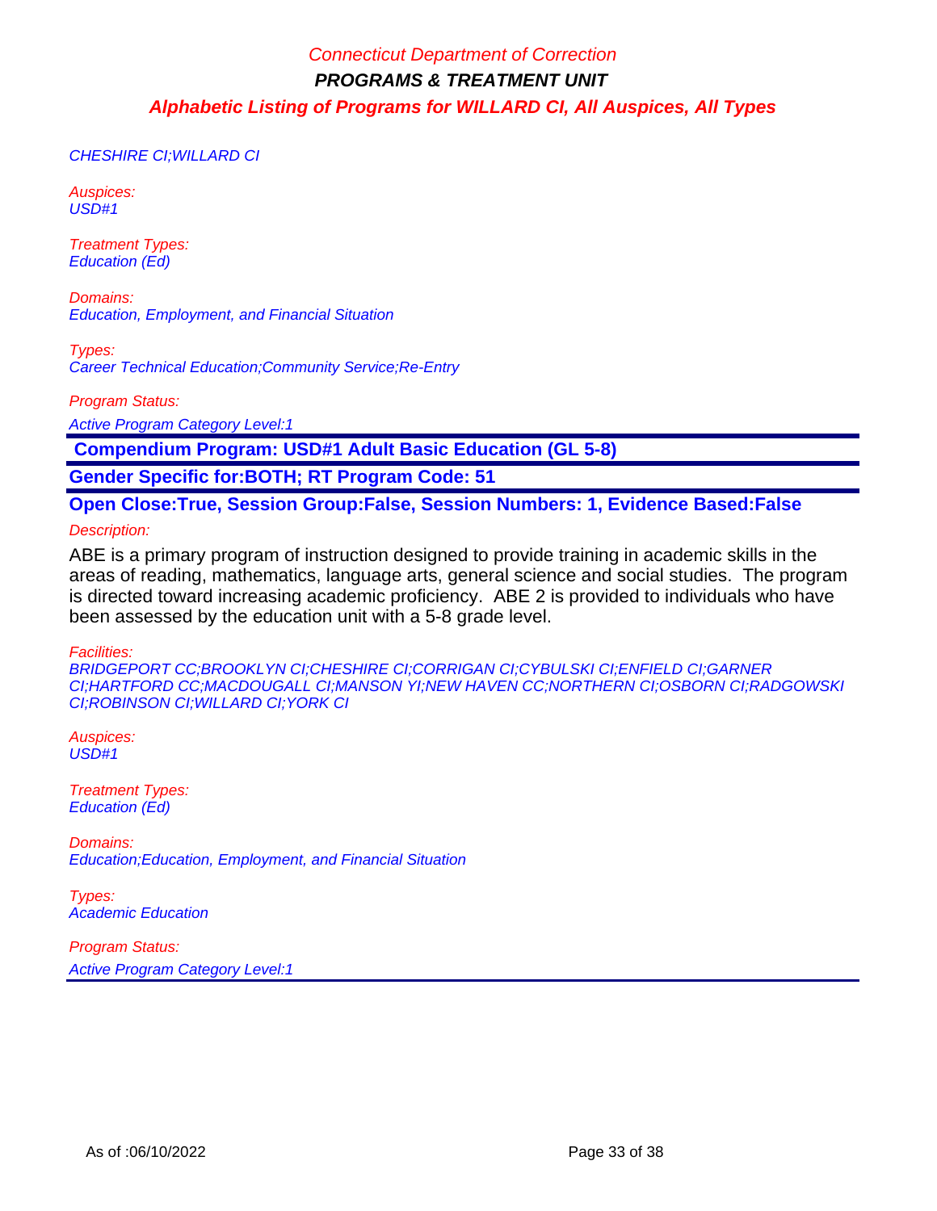CHESHIRE CI;WILLARD CI

*Auspices:*
USD#1

*Treatment Types:*
Education (Ed)

*Domains:*
Education, Employment, and Financial Situation

*Types:*
Career Technical Education;Community Service;Re-Entry

*Program Status:*
Active Program Category Level:1

**Compendium Program: USD#1 Adult Basic Education (GL 5-8)**

**Gender Specific for:BOTH; RT Program Code: 51**

**Open Close:True, Session Group:False, Session Numbers: 1, Evidence Based:False**

*Description:*

ABE is a primary program of instruction designed to provide training in academic skills in the areas of reading, mathematics, language arts, general science and social studies. The program is directed toward increasing academic proficiency. ABE 2 is provided to individuals who have been assessed by the education unit with a 5-8 grade level.

*Facilities:*
BRIDGEPORT CC;BROOKLYN CI;CHESHIRE CI;CORRIGAN CI;CYBULSKI CI;ENFIELD CI;GARNER CI;HARTFORD CC;MACDOUGALL CI;MANSON YI;NEW HAVEN CC;NORTHERN CI;OSBORN CI;RADGOWSKI CI;ROBINSON CI;WILLARD CI;YORK CI

*Auspices:*
USD#1

*Treatment Types:*
Education (Ed)

*Domains:*
Education;Education, Employment, and Financial Situation

*Types:*
Academic Education

*Program Status:*
Active Program Category Level:1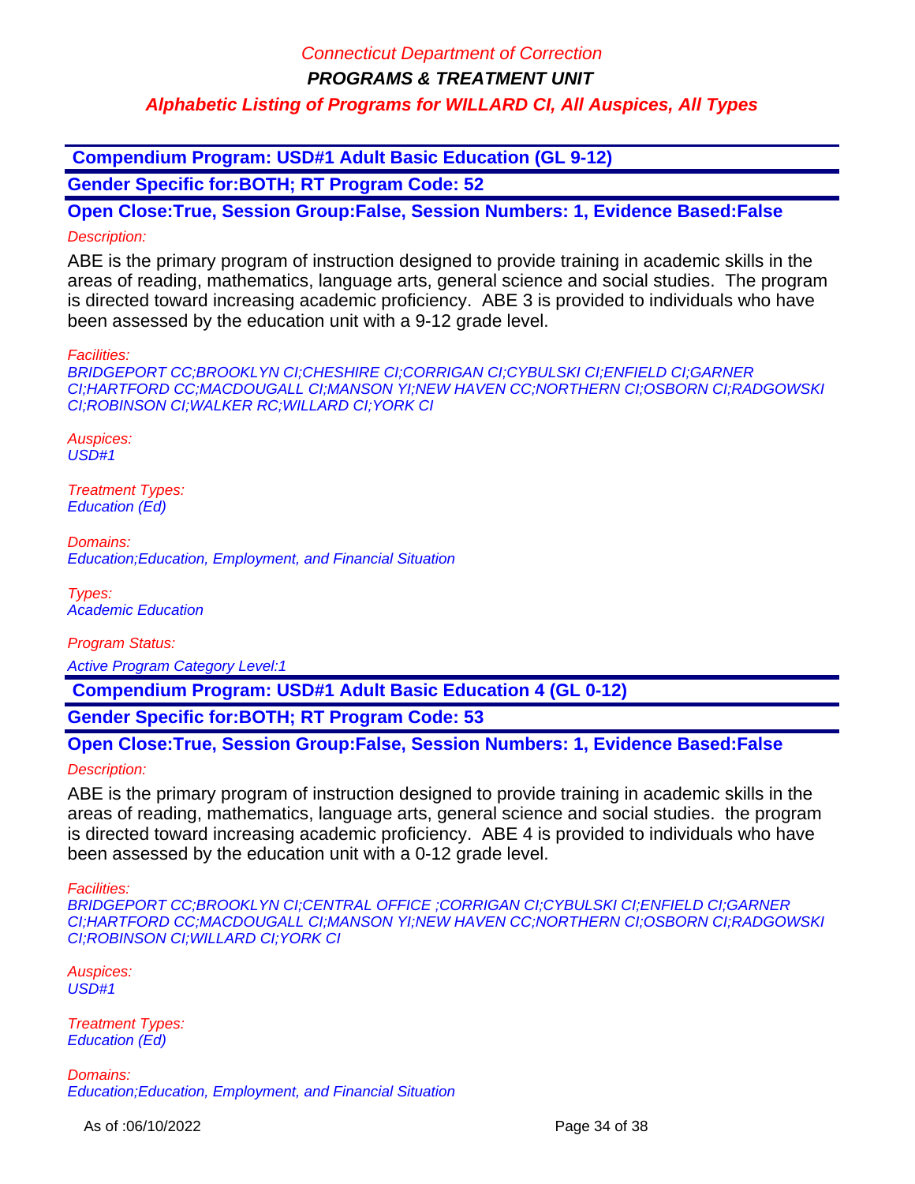**Compendium Program: USD#1 Adult Basic Education (GL 9-12)**

**Gender Specific for:BOTH; RT Program Code: 52**

**Open Close:True, Session Group:False, Session Numbers: 1, Evidence Based:False**

*Description:*

ABE is the primary program of instruction designed to provide training in academic skills in the areas of reading, mathematics, language arts, general science and social studies. The program is directed toward increasing academic proficiency. ABE 3 is provided to individuals who have been assessed by the education unit with a 9-12 grade level.

*Facilities:*
*BRIDGEPORT CC;BROOKLYN CI;CHESHIRE CI;CORRIGAN CI;CYBULSKI CI;ENFIELD CI;GARNER CI;HARTFORD CC;MACDOUGALL CI;MANSON YI;NEW HAVEN CC;NORTHERN CI;OSBORN CI;RADGOWSKI CI;ROBINSON CI;WALKER RC;WILLARD CI;YORK CI*

*Auspices:*
*USD#1*

*Treatment Types:*
*Education (Ed)*

*Domains:*
*Education;Education, Employment, and Financial Situation*

*Types:*
*Academic Education*

*Program Status:*

*Active Program Category Level:1*

**Compendium Program: USD#1 Adult Basic Education 4 (GL 0-12)**

**Gender Specific for:BOTH; RT Program Code: 53**

**Open Close:True, Session Group:False, Session Numbers: 1, Evidence Based:False**

*Description:*

ABE is the primary program of instruction designed to provide training in academic skills in the areas of reading, mathematics, language arts, general science and social studies. the program is directed toward increasing academic proficiency. ABE 4 is provided to individuals who have been assessed by the education unit with a 0-12 grade level.

*Facilities:*
*BRIDGEPORT CC;BROOKLYN CI;CENTRAL OFFICE ;CORRIGAN CI;CYBULSKI CI;ENFIELD CI;GARNER CI;HARTFORD CC;MACDOUGALL CI;MANSON YI;NEW HAVEN CC;NORTHERN CI;OSBORN CI;RADGOWSKI CI;ROBINSON CI;WILLARD CI;YORK CI*

*Auspices:*
*USD#1*

*Treatment Types:*
*Education (Ed)*

*Domains:*
*Education;Education, Employment, and Financial Situation*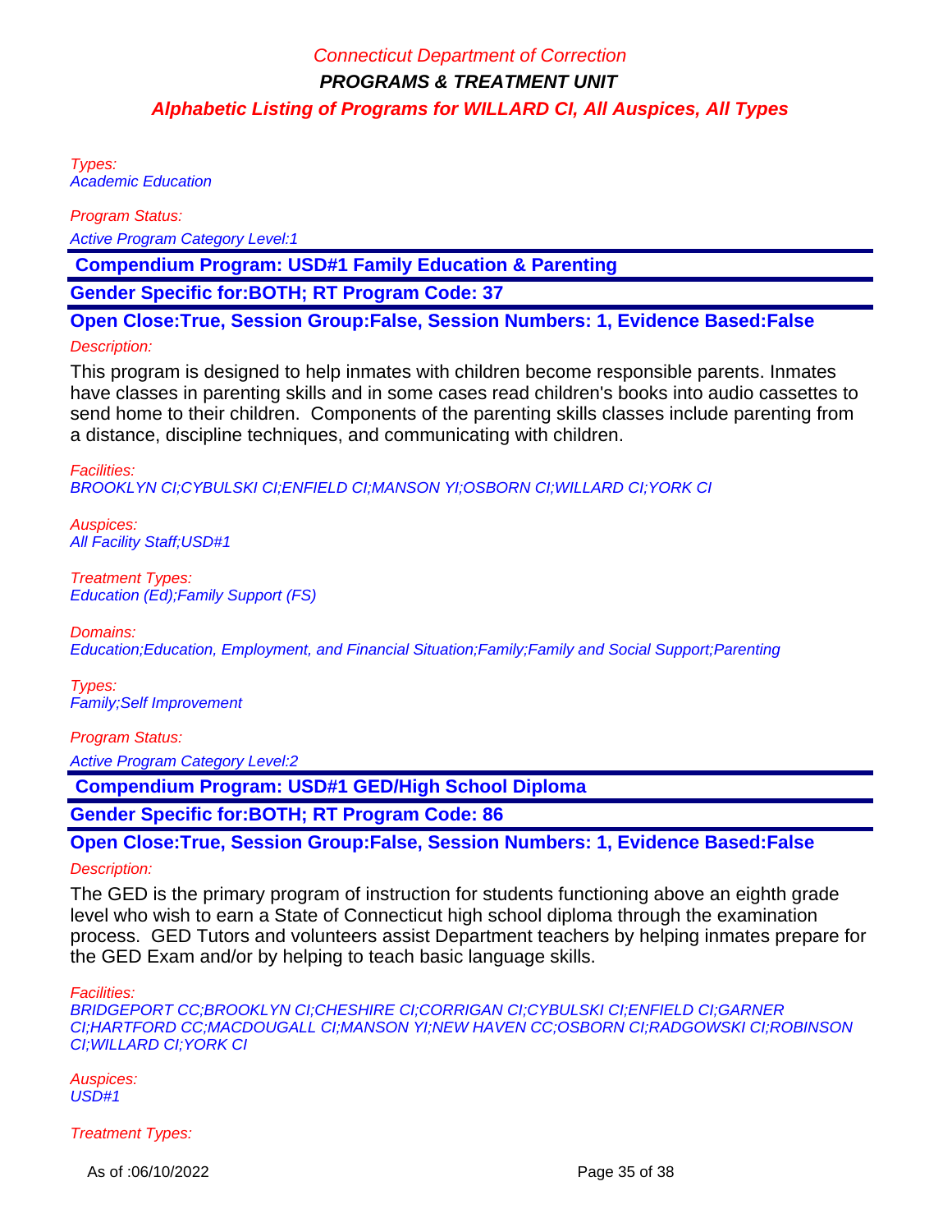Types:
Academic Education

Program Status:
Active Program Category Level:1

**Compendium Program: USD#1 Family Education & Parenting**

**Gender Specific for:BOTH; RT Program Code: 37**

**Open Close:True, Session Group:False, Session Numbers: 1, Evidence Based:False**

Description:

This program is designed to help inmates with children become responsible parents. Inmates have classes in parenting skills and in some cases read children's books into audio cassettes to send home to their children. Components of the parenting skills classes include parenting from a distance, discipline techniques, and communicating with children.

Facilities:
BROOKLYN CI;CYBULSKI CI;ENFIELD CI;MANSON YI;OSBORN CI;WILLARD CI;YORK CI

Auspices:
All Facility Staff;USD#1

Treatment Types:
Education (Ed);Family Support (FS)

Domains:
Education;Education, Employment, and Financial Situation;Family;Family and Social Support;Parenting

Types:
Family;Self Improvement

Program Status:
Active Program Category Level:2

**Compendium Program: USD#1 GED/High School Diploma**

**Gender Specific for:BOTH; RT Program Code: 86**

**Open Close:True, Session Group:False, Session Numbers: 1, Evidence Based:False**

Description:

The GED is the primary program of instruction for students functioning above an eighth grade level who wish to earn a State of Connecticut high school diploma through the examination process. GED Tutors and volunteers assist Department teachers by helping inmates prepare for the GED Exam and/or by helping to teach basic language skills.

Facilities:
BRIDGEPORT CC;BROOKLYN CI;CHESHIRE CI;CORRIGAN CI;CYBULSKI CI;ENFIELD CI;GARNER CI;HARTFORD CC;MACDOUGALL CI;MANSON YI;NEW HAVEN CC;OSBORN CI;RADGOWSKI CI;ROBINSON CI;WILLARD CI;YORK CI

Auspices:
USD#1

Treatment Types: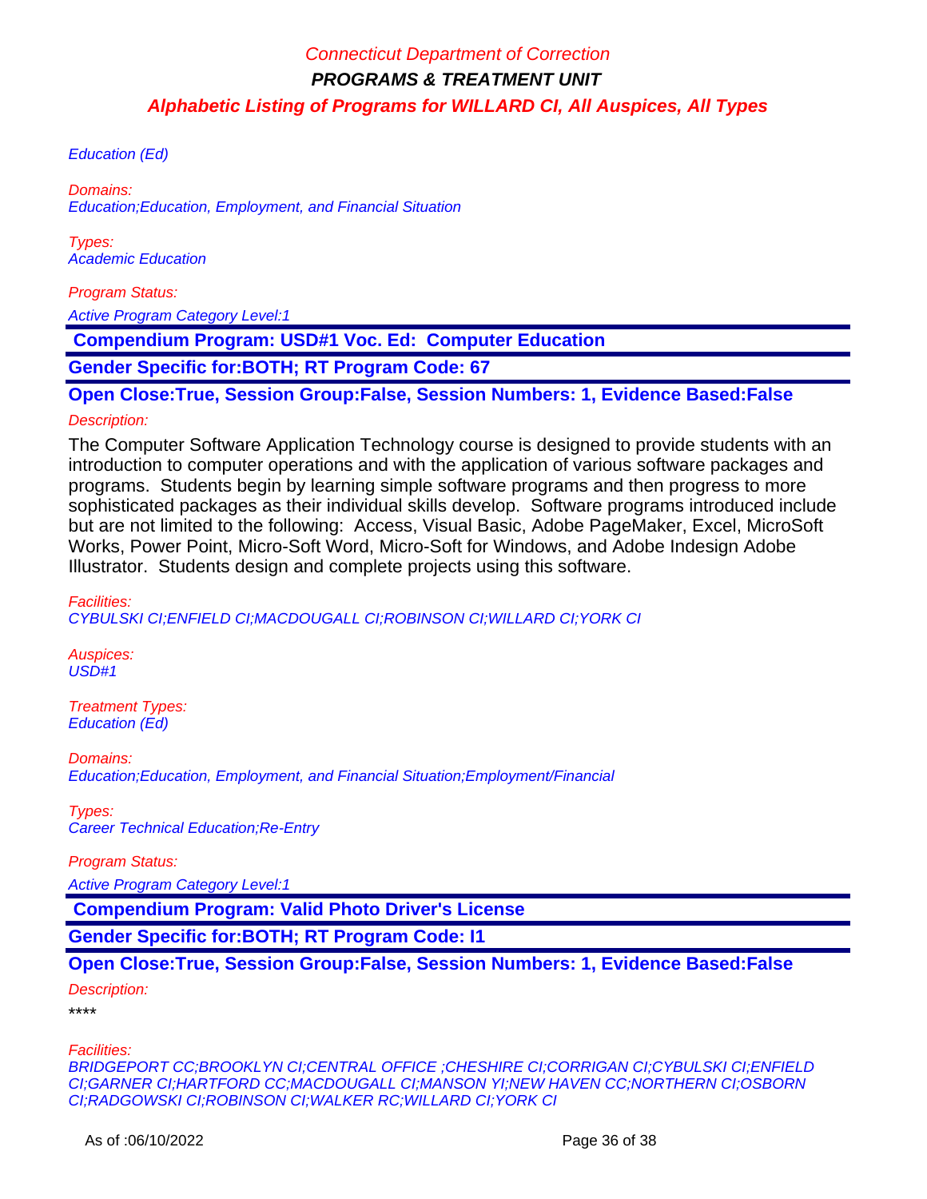Education (Ed)

*Domains:*
Education;Education, Employment, and Financial Situation

*Types:*
Academic Education

*Program Status:*
Active Program Category Level:1

**Compendium Program: USD#1 Voc. Ed:  Computer Education**

**Gender Specific for:BOTH; RT Program Code: 67**

**Open Close:True, Session Group:False, Session Numbers: 1, Evidence Based:False**

*Description:*

The Computer Software Application Technology course is designed to provide students with an introduction to computer operations and with the application of various software packages and programs.  Students begin by learning simple software programs and then progress to more sophisticated packages as their individual skills develop.  Software programs introduced include but are not limited to the following:  Access, Visual Basic, Adobe PageMaker, Excel, MicroSoft Works, Power Point, Micro-Soft Word, Micro-Soft for Windows, and Adobe Indesign Adobe Illustrator.  Students design and complete projects using this software.

*Facilities:*
CYBULSKI CI;ENFIELD CI;MACDOUGALL CI;ROBINSON CI;WILLARD CI;YORK CI

*Auspices:*
USD#1

*Treatment Types:*
Education (Ed)

*Domains:*
Education;Education, Employment, and Financial Situation;Employment/Financial

*Types:*
Career Technical Education;Re-Entry

*Program Status:*
Active Program Category Level:1

**Compendium Program: Valid Photo Driver's License**

**Gender Specific for:BOTH; RT Program Code: I1**

**Open Close:True, Session Group:False, Session Numbers: 1, Evidence Based:False**

*Description:*

****

*Facilities:*
BRIDGEPORT CC;BROOKLYN CI;CENTRAL OFFICE ;CHESHIRE CI;CORRIGAN CI;CYBULSKI CI;ENFIELD CI;GARNER CI;HARTFORD CC;MACDOUGALL CI;MANSON YI;NEW HAVEN CC;NORTHERN CI;OSBORN CI;RADGOWSKI CI;ROBINSON CI;WALKER RC;WILLARD CI;YORK CI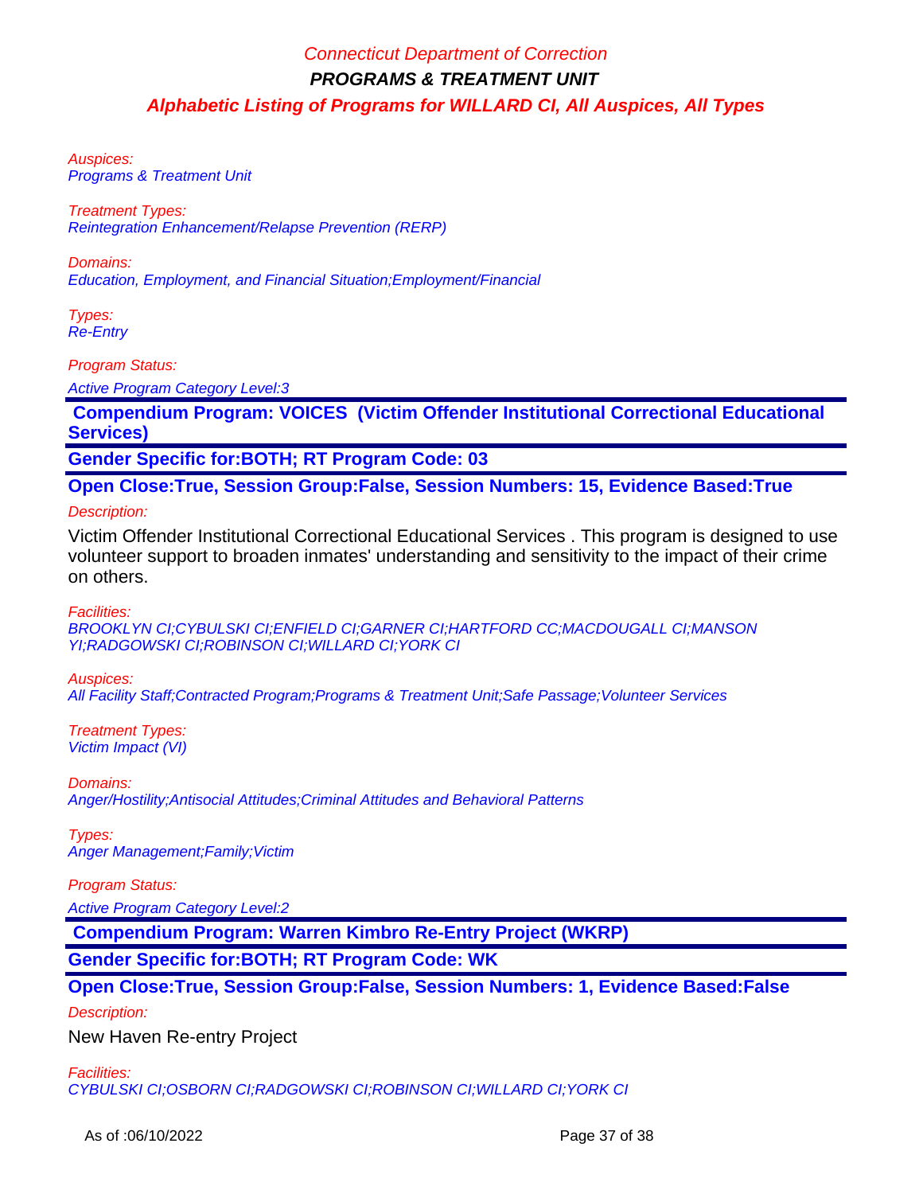*Auspices:*
*Programs & Treatment Unit*

*Treatment Types:*
*Reintegration Enhancement/Relapse Prevention (RERP)*

*Domains:*
*Education, Employment, and Financial Situation;Employment/Financial*

*Types:*
*Re-Entry*

*Program Status:*
*Active Program Category Level:3*

**Compendium Program: VOICES (Victim Offender Institutional Correctional Educational Services)**

**Gender Specific for:BOTH; RT Program Code: 03**

**Open Close:True, Session Group:False, Session Numbers: 15, Evidence Based:True**

*Description:*

Victim Offender Institutional Correctional Educational Services . This program is designed to use volunteer support to broaden inmates' understanding and sensitivity to the impact of their crime on others.

*Facilities:*
*BROOKLYN CI;CYBULSKI CI;ENFIELD CI;GARNER CI;HARTFORD CC;MACDOUGALL CI;MANSON YI;RADGOWSKI CI;ROBINSON CI;WILLARD CI;YORK CI*

*Auspices:*
*All Facility Staff;Contracted Program;Programs & Treatment Unit;Safe Passage;Volunteer Services*

*Treatment Types:*
*Victim Impact (VI)*

*Domains:*
*Anger/Hostility;Antisocial Attitudes;Criminal Attitudes and Behavioral Patterns*

*Types:*
*Anger Management;Family;Victim*

*Program Status:*
*Active Program Category Level:2*

**Compendium Program: Warren Kimbro Re-Entry Project (WKRP)**

**Gender Specific for:BOTH; RT Program Code: WK**

**Open Close:True, Session Group:False, Session Numbers: 1, Evidence Based:False**

*Description:*

New Haven Re-entry Project

*Facilities:*
*CYBULSKI CI;OSBORN CI;RADGOWSKI CI;ROBINSON CI;WILLARD CI;YORK CI*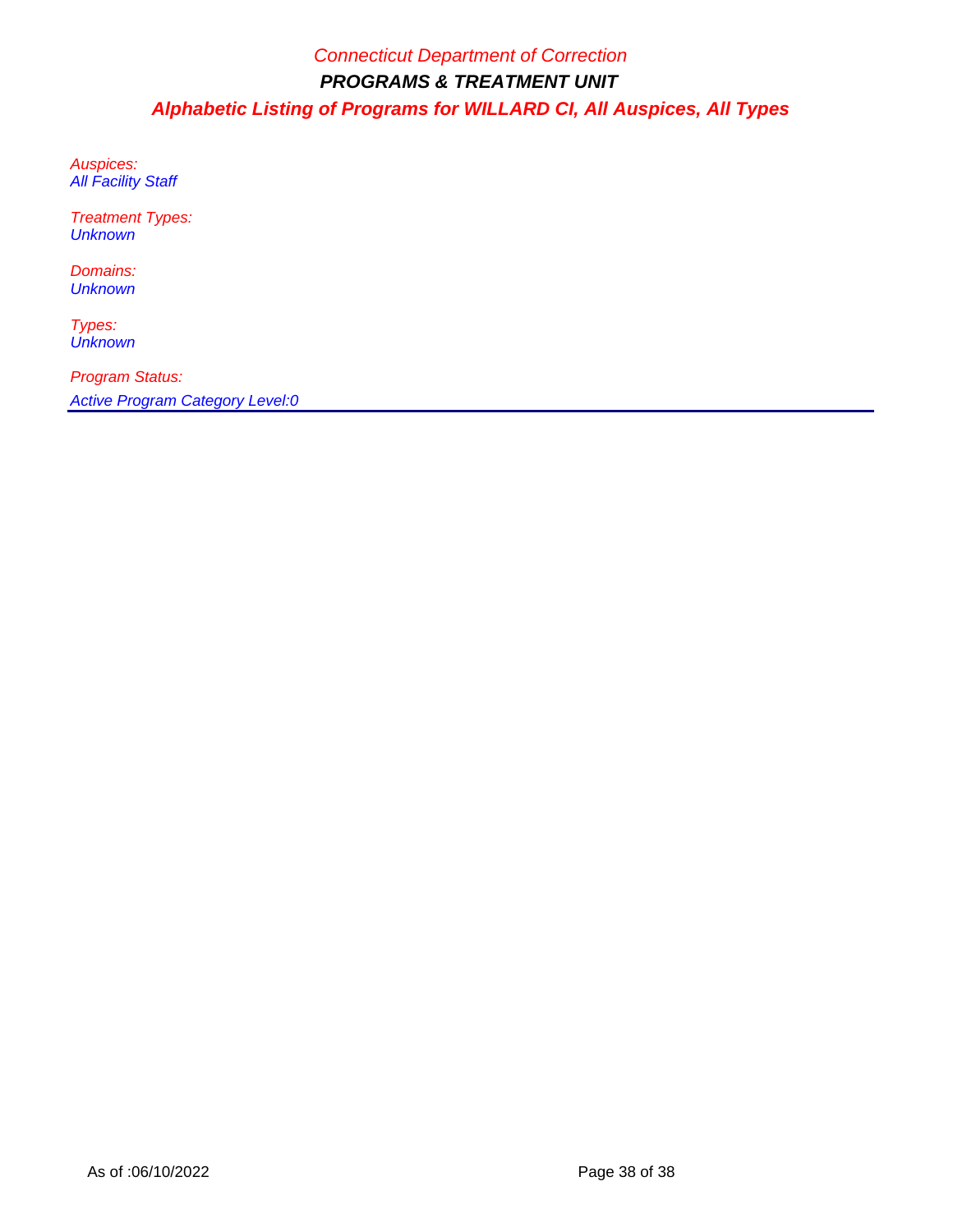Connecticut Department of Correction

**PROGRAMS & TREATMENT UNIT**

## Alphabetic Listing of Programs for WILLARD CI, All Auspices, All Types

Auspices:
All Facility Staff

Treatment Types:
Unknown

Domains:
Unknown

Types:
Unknown

Program Status:

Active Program Category Level:0

As of :06/10/2022